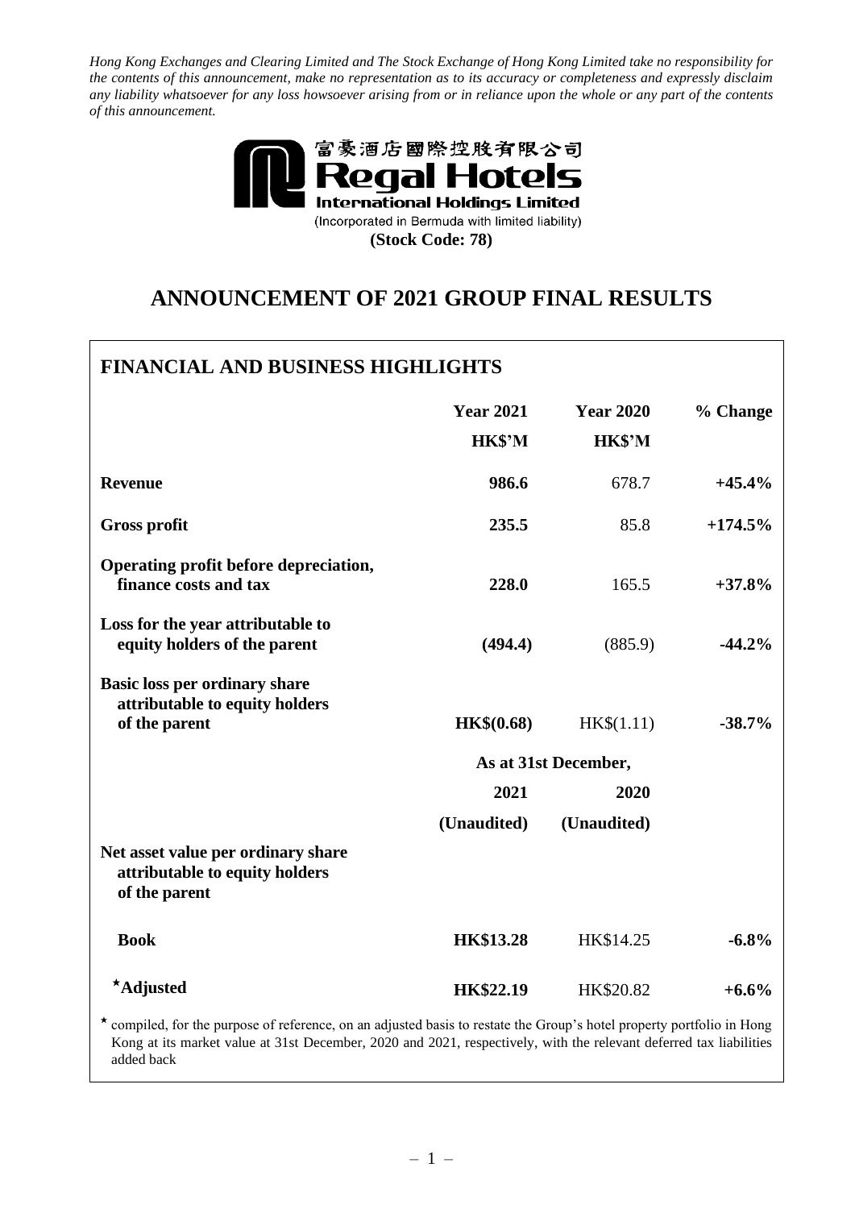*Hong Kong Exchanges and Clearing Limited and The Stock Exchange of Hong Kong Limited take no responsibility for the contents of this announcement, make no representation as to its accuracy or completeness and expressly disclaim any liability whatsoever for any loss howsoever arising from or in reliance upon the whole or any part of the contents of this announcement.*

富豪酒店國際控股有限公司
**Regal Hotels International Holdings Limited**
(Incorporated in Bermuda with limited liability)
**(Stock Code: 78)**

# ANNOUNCEMENT OF 2021 GROUP FINAL RESULTS

## FINANCIAL AND BUSINESS HIGHLIGHTS

| | Year 2021 HK$'M | Year 2020 HK$'M | % Change |
|---|---|---|---|
| **Revenue** | **986.6** | 678.7 | **+45.4%** |
| **Gross profit** | **235.5** | 85.8 | **+174.5%** |
| **Operating profit before depreciation, finance costs and tax** | **228.0** | 165.5 | **+37.8%** |
| **Loss for the year attributable to equity holders of the parent** | **(494.4)** | (885.9) | **-44.2%** |
| **Basic loss per ordinary share attributable to equity holders of the parent** | **HK$(0.68)** | HK$(1.11) | **-38.7%** |

| | As at 31st December, | | |
|---|---|---|---|
| | **2021** | **2020** | |
| | **(Unaudited)** | **(Unaudited)** | |
| **Net asset value per ordinary share attributable to equity holders of the parent** | | | |
| **Book** | **HK$13.28** | HK$14.25 | **-6.8%** |
| **\*Adjusted** | **HK$22.19** | HK$20.82 | **+6.6%** |

\* compiled, for the purpose of reference, on an adjusted basis to restate the Group's hotel property portfolio in Hong Kong at its market value at 31st December, 2020 and 2021, respectively, with the relevant deferred tax liabilities added back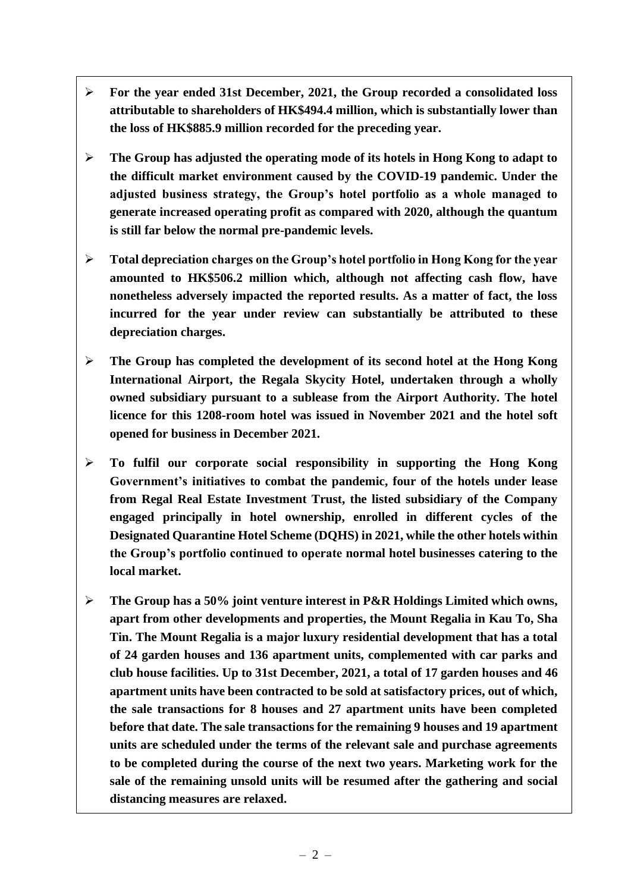- **For the year ended 31st December, 2021, the Group recorded a consolidated loss attributable to shareholders of HK$494.4 million, which is substantially lower than the loss of HK$885.9 million recorded for the preceding year.**

- **The Group has adjusted the operating mode of its hotels in Hong Kong to adapt to the difficult market environment caused by the COVID-19 pandemic. Under the adjusted business strategy, the Group's hotel portfolio as a whole managed to generate increased operating profit as compared with 2020, although the quantum is still far below the normal pre-pandemic levels.**

- **Total depreciation charges on the Group's hotel portfolio in Hong Kong for the year amounted to HK$506.2 million which, although not affecting cash flow, have nonetheless adversely impacted the reported results. As a matter of fact, the loss incurred for the year under review can substantially be attributed to these depreciation charges.**

- **The Group has completed the development of its second hotel at the Hong Kong International Airport, the Regala Skycity Hotel, undertaken through a wholly owned subsidiary pursuant to a sublease from the Airport Authority. The hotel licence for this 1208-room hotel was issued in November 2021 and the hotel soft opened for business in December 2021.**

- **To fulfil our corporate social responsibility in supporting the Hong Kong Government's initiatives to combat the pandemic, four of the hotels under lease from Regal Real Estate Investment Trust, the listed subsidiary of the Company engaged principally in hotel ownership, enrolled in different cycles of the Designated Quarantine Hotel Scheme (DQHS) in 2021, while the other hotels within the Group's portfolio continued to operate normal hotel businesses catering to the local market.**

- **The Group has a 50% joint venture interest in P&R Holdings Limited which owns, apart from other developments and properties, the Mount Regalia in Kau To, Sha Tin. The Mount Regalia is a major luxury residential development that has a total of 24 garden houses and 136 apartment units, complemented with car parks and club house facilities. Up to 31st December, 2021, a total of 17 garden houses and 46 apartment units have been contracted to be sold at satisfactory prices, out of which, the sale transactions for 8 houses and 27 apartment units have been completed before that date. The sale transactions for the remaining 9 houses and 19 apartment units are scheduled under the terms of the relevant sale and purchase agreements to be completed during the course of the next two years. Marketing work for the sale of the remaining unsold units will be resumed after the gathering and social distancing measures are relaxed.**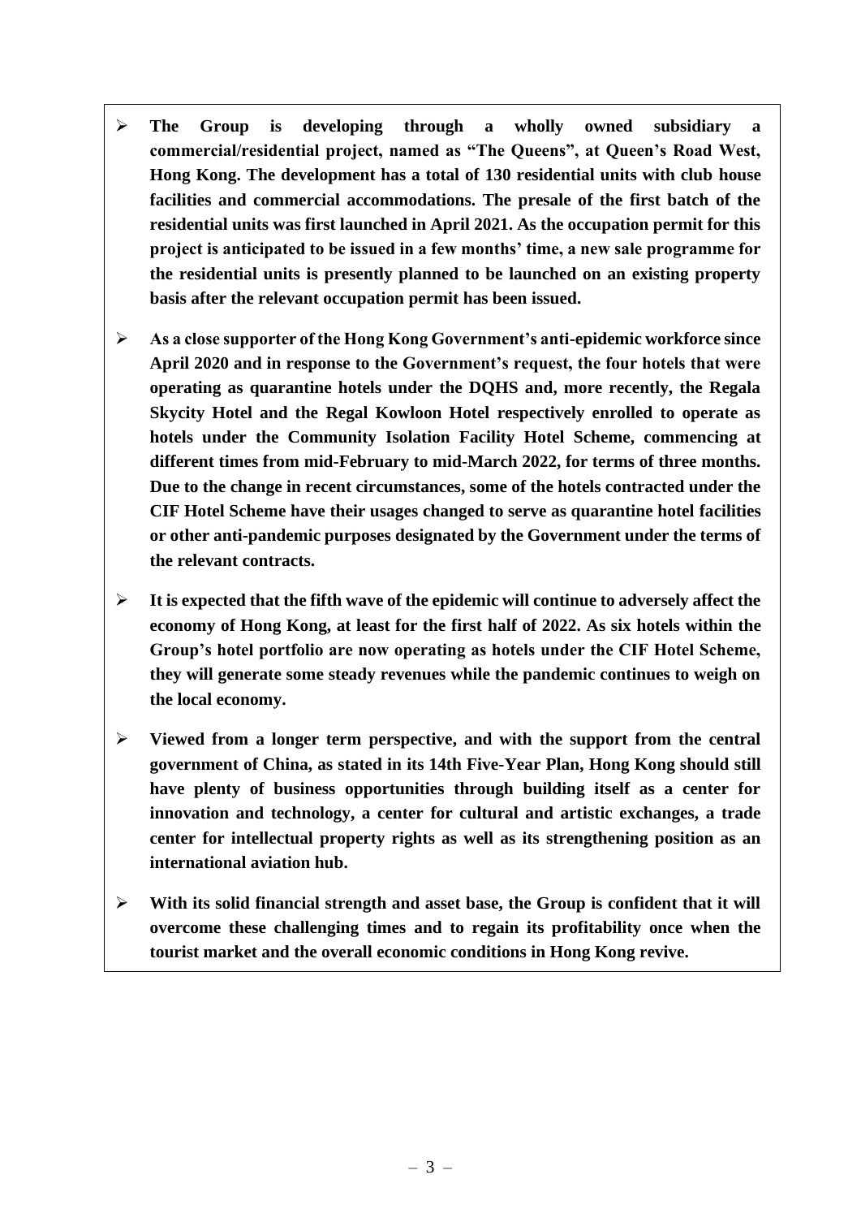- **The Group is developing through a wholly owned subsidiary a commercial/residential project, named as "The Queens", at Queen's Road West, Hong Kong. The development has a total of 130 residential units with club house facilities and commercial accommodations. The presale of the first batch of the residential units was first launched in April 2021. As the occupation permit for this project is anticipated to be issued in a few months' time, a new sale programme for the residential units is presently planned to be launched on an existing property basis after the relevant occupation permit has been issued.**

- **As a close supporter of the Hong Kong Government's anti-epidemic workforce since April 2020 and in response to the Government's request, the four hotels that were operating as quarantine hotels under the DQHS and, more recently, the Regala Skycity Hotel and the Regal Kowloon Hotel respectively enrolled to operate as hotels under the Community Isolation Facility Hotel Scheme, commencing at different times from mid-February to mid-March 2022, for terms of three months. Due to the change in recent circumstances, some of the hotels contracted under the CIF Hotel Scheme have their usages changed to serve as quarantine hotel facilities or other anti-pandemic purposes designated by the Government under the terms of the relevant contracts.**

- **It is expected that the fifth wave of the epidemic will continue to adversely affect the economy of Hong Kong, at least for the first half of 2022. As six hotels within the Group's hotel portfolio are now operating as hotels under the CIF Hotel Scheme, they will generate some steady revenues while the pandemic continues to weigh on the local economy.**

- **Viewed from a longer term perspective, and with the support from the central government of China, as stated in its 14th Five-Year Plan, Hong Kong should still have plenty of business opportunities through building itself as a center for innovation and technology, a center for cultural and artistic exchanges, a trade center for intellectual property rights as well as its strengthening position as an international aviation hub.**

- **With its solid financial strength and asset base, the Group is confident that it will overcome these challenging times and to regain its profitability once when the tourist market and the overall economic conditions in Hong Kong revive.**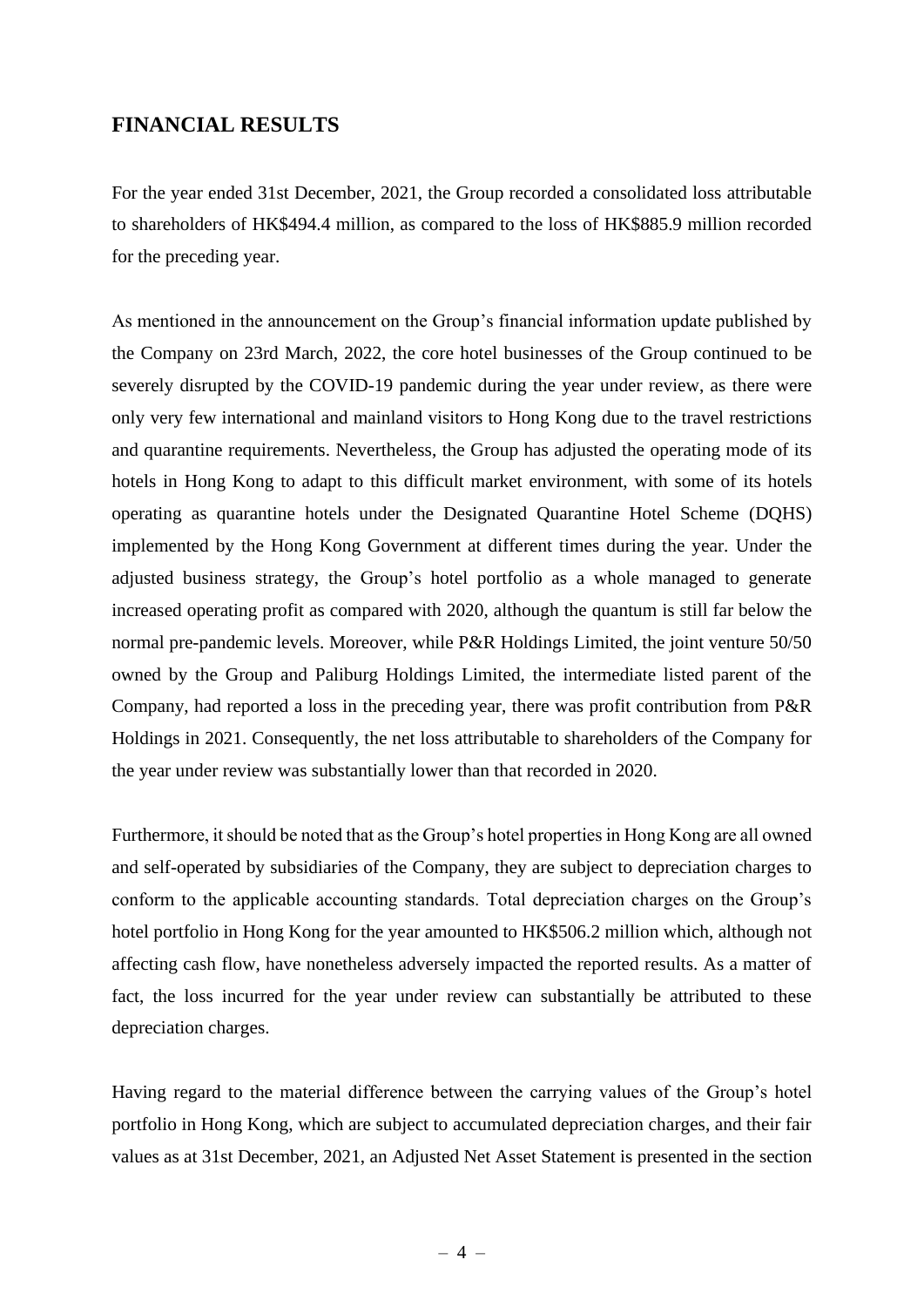## FINANCIAL RESULTS

For the year ended 31st December, 2021, the Group recorded a consolidated loss attributable to shareholders of HK$494.4 million, as compared to the loss of HK$885.9 million recorded for the preceding year.

As mentioned in the announcement on the Group's financial information update published by the Company on 23rd March, 2022, the core hotel businesses of the Group continued to be severely disrupted by the COVID-19 pandemic during the year under review, as there were only very few international and mainland visitors to Hong Kong due to the travel restrictions and quarantine requirements. Nevertheless, the Group has adjusted the operating mode of its hotels in Hong Kong to adapt to this difficult market environment, with some of its hotels operating as quarantine hotels under the Designated Quarantine Hotel Scheme (DQHS) implemented by the Hong Kong Government at different times during the year. Under the adjusted business strategy, the Group's hotel portfolio as a whole managed to generate increased operating profit as compared with 2020, although the quantum is still far below the normal pre-pandemic levels. Moreover, while P&R Holdings Limited, the joint venture 50/50 owned by the Group and Paliburg Holdings Limited, the intermediate listed parent of the Company, had reported a loss in the preceding year, there was profit contribution from P&R Holdings in 2021. Consequently, the net loss attributable to shareholders of the Company for the year under review was substantially lower than that recorded in 2020.

Furthermore, it should be noted that as the Group's hotel properties in Hong Kong are all owned and self-operated by subsidiaries of the Company, they are subject to depreciation charges to conform to the applicable accounting standards. Total depreciation charges on the Group's hotel portfolio in Hong Kong for the year amounted to HK$506.2 million which, although not affecting cash flow, have nonetheless adversely impacted the reported results. As a matter of fact, the loss incurred for the year under review can substantially be attributed to these depreciation charges.

Having regard to the material difference between the carrying values of the Group's hotel portfolio in Hong Kong, which are subject to accumulated depreciation charges, and their fair values as at 31st December, 2021, an Adjusted Net Asset Statement is presented in the section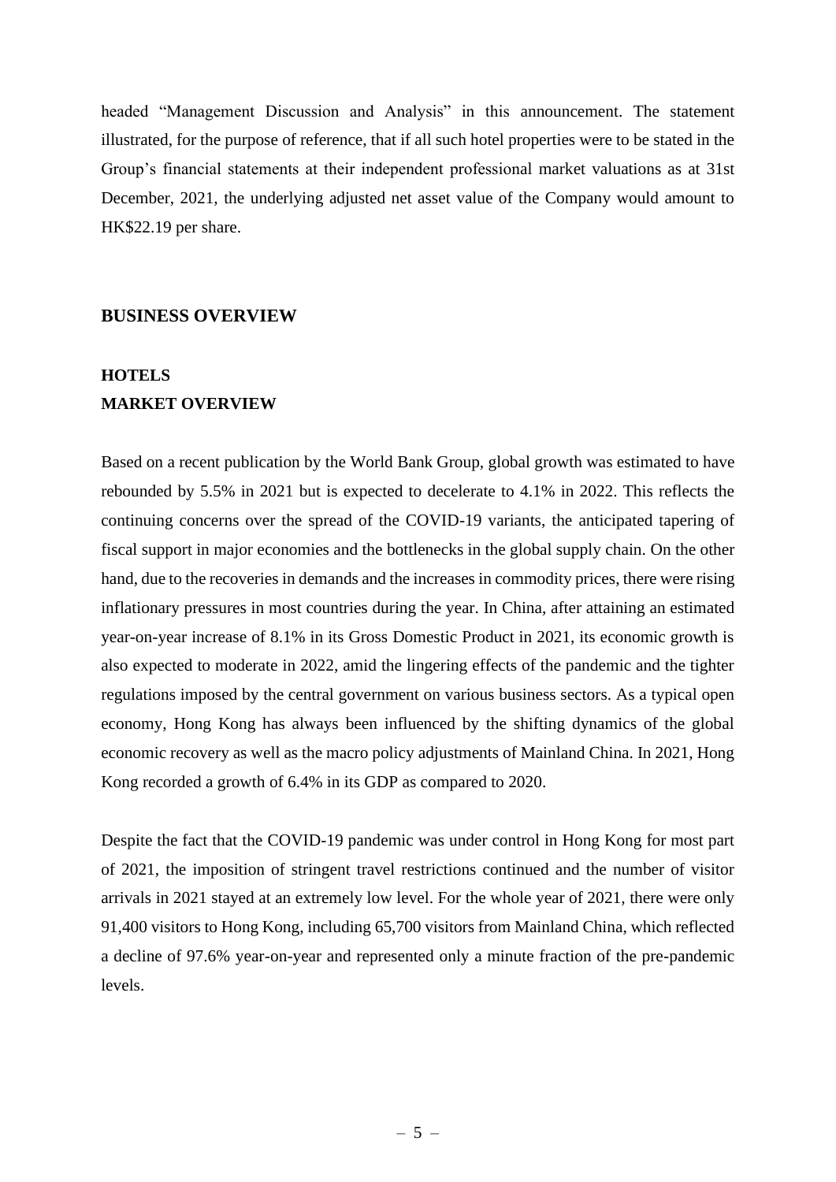headed "Management Discussion and Analysis" in this announcement. The statement illustrated, for the purpose of reference, that if all such hotel properties were to be stated in the Group's financial statements at their independent professional market valuations as at 31st December, 2021, the underlying adjusted net asset value of the Company would amount to HK$22.19 per share.

## BUSINESS OVERVIEW

### HOTELS

### MARKET OVERVIEW

Based on a recent publication by the World Bank Group, global growth was estimated to have rebounded by 5.5% in 2021 but is expected to decelerate to 4.1% in 2022. This reflects the continuing concerns over the spread of the COVID-19 variants, the anticipated tapering of fiscal support in major economies and the bottlenecks in the global supply chain. On the other hand, due to the recoveries in demands and the increases in commodity prices, there were rising inflationary pressures in most countries during the year. In China, after attaining an estimated year-on-year increase of 8.1% in its Gross Domestic Product in 2021, its economic growth is also expected to moderate in 2022, amid the lingering effects of the pandemic and the tighter regulations imposed by the central government on various business sectors. As a typical open economy, Hong Kong has always been influenced by the shifting dynamics of the global economic recovery as well as the macro policy adjustments of Mainland China. In 2021, Hong Kong recorded a growth of 6.4% in its GDP as compared to 2020.

Despite the fact that the COVID-19 pandemic was under control in Hong Kong for most part of 2021, the imposition of stringent travel restrictions continued and the number of visitor arrivals in 2021 stayed at an extremely low level. For the whole year of 2021, there were only 91,400 visitors to Hong Kong, including 65,700 visitors from Mainland China, which reflected a decline of 97.6% year-on-year and represented only a minute fraction of the pre-pandemic levels.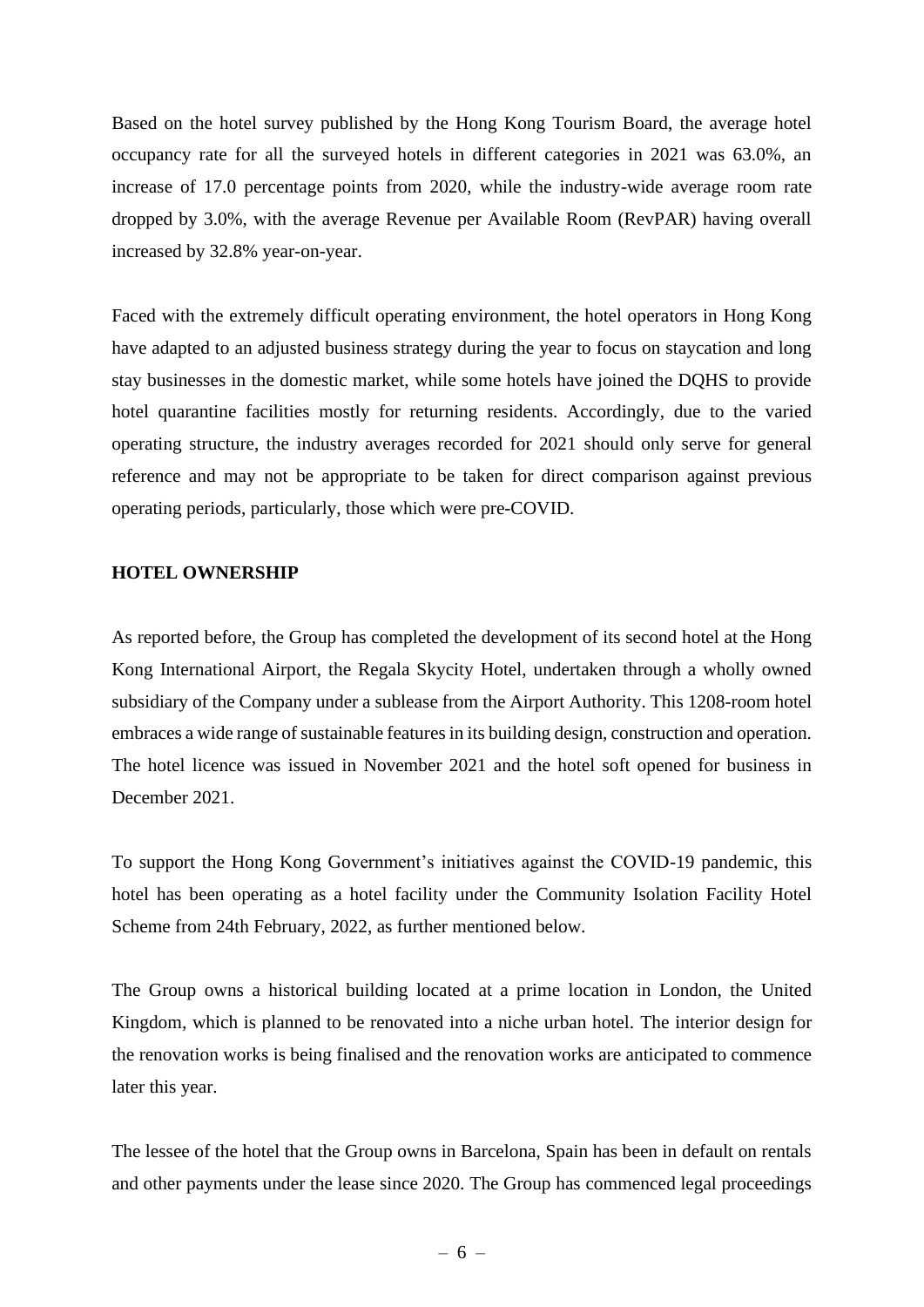Based on the hotel survey published by the Hong Kong Tourism Board, the average hotel occupancy rate for all the surveyed hotels in different categories in 2021 was 63.0%, an increase of 17.0 percentage points from 2020, while the industry-wide average room rate dropped by 3.0%, with the average Revenue per Available Room (RevPAR) having overall increased by 32.8% year-on-year.

Faced with the extremely difficult operating environment, the hotel operators in Hong Kong have adapted to an adjusted business strategy during the year to focus on staycation and long stay businesses in the domestic market, while some hotels have joined the DQHS to provide hotel quarantine facilities mostly for returning residents. Accordingly, due to the varied operating structure, the industry averages recorded for 2021 should only serve for general reference and may not be appropriate to be taken for direct comparison against previous operating periods, particularly, those which were pre-COVID.

**HOTEL OWNERSHIP**

As reported before, the Group has completed the development of its second hotel at the Hong Kong International Airport, the Regala Skycity Hotel, undertaken through a wholly owned subsidiary of the Company under a sublease from the Airport Authority. This 1208-room hotel embraces a wide range of sustainable features in its building design, construction and operation. The hotel licence was issued in November 2021 and the hotel soft opened for business in December 2021.

To support the Hong Kong Government's initiatives against the COVID-19 pandemic, this hotel has been operating as a hotel facility under the Community Isolation Facility Hotel Scheme from 24th February, 2022, as further mentioned below.

The Group owns a historical building located at a prime location in London, the United Kingdom, which is planned to be renovated into a niche urban hotel. The interior design for the renovation works is being finalised and the renovation works are anticipated to commence later this year.

The lessee of the hotel that the Group owns in Barcelona, Spain has been in default on rentals and other payments under the lease since 2020. The Group has commenced legal proceedings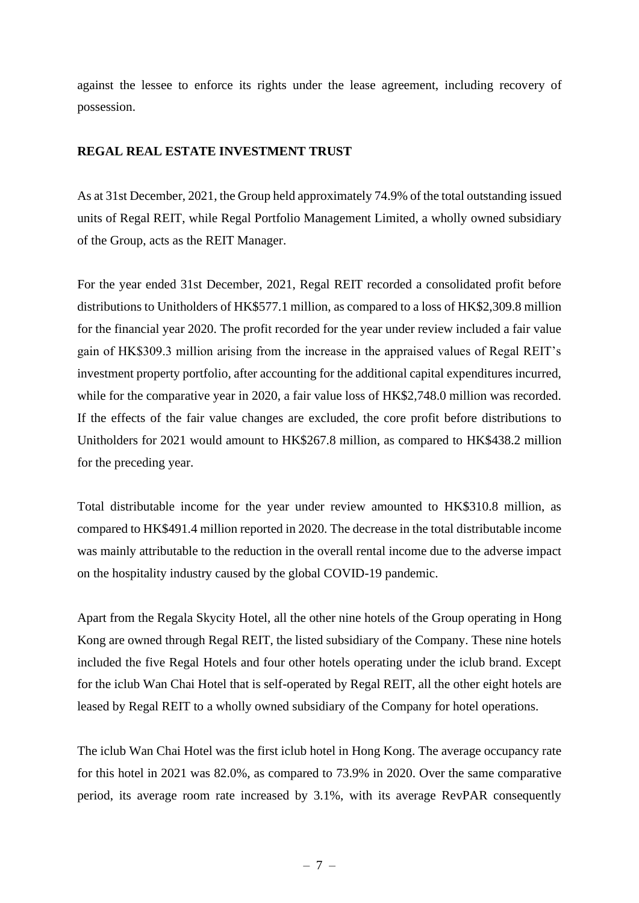against the lessee to enforce its rights under the lease agreement, including recovery of possession.

**REGAL REAL ESTATE INVESTMENT TRUST**

As at 31st December, 2021, the Group held approximately 74.9% of the total outstanding issued units of Regal REIT, while Regal Portfolio Management Limited, a wholly owned subsidiary of the Group, acts as the REIT Manager.

For the year ended 31st December, 2021, Regal REIT recorded a consolidated profit before distributions to Unitholders of HK$577.1 million, as compared to a loss of HK$2,309.8 million for the financial year 2020. The profit recorded for the year under review included a fair value gain of HK$309.3 million arising from the increase in the appraised values of Regal REIT's investment property portfolio, after accounting for the additional capital expenditures incurred, while for the comparative year in 2020, a fair value loss of HK$2,748.0 million was recorded. If the effects of the fair value changes are excluded, the core profit before distributions to Unitholders for 2021 would amount to HK$267.8 million, as compared to HK$438.2 million for the preceding year.

Total distributable income for the year under review amounted to HK$310.8 million, as compared to HK$491.4 million reported in 2020. The decrease in the total distributable income was mainly attributable to the reduction in the overall rental income due to the adverse impact on the hospitality industry caused by the global COVID-19 pandemic.

Apart from the Regala Skycity Hotel, all the other nine hotels of the Group operating in Hong Kong are owned through Regal REIT, the listed subsidiary of the Company. These nine hotels included the five Regal Hotels and four other hotels operating under the iclub brand. Except for the iclub Wan Chai Hotel that is self-operated by Regal REIT, all the other eight hotels are leased by Regal REIT to a wholly owned subsidiary of the Company for hotel operations.

The iclub Wan Chai Hotel was the first iclub hotel in Hong Kong. The average occupancy rate for this hotel in 2021 was 82.0%, as compared to 73.9% in 2020. Over the same comparative period, its average room rate increased by 3.1%, with its average RevPAR consequently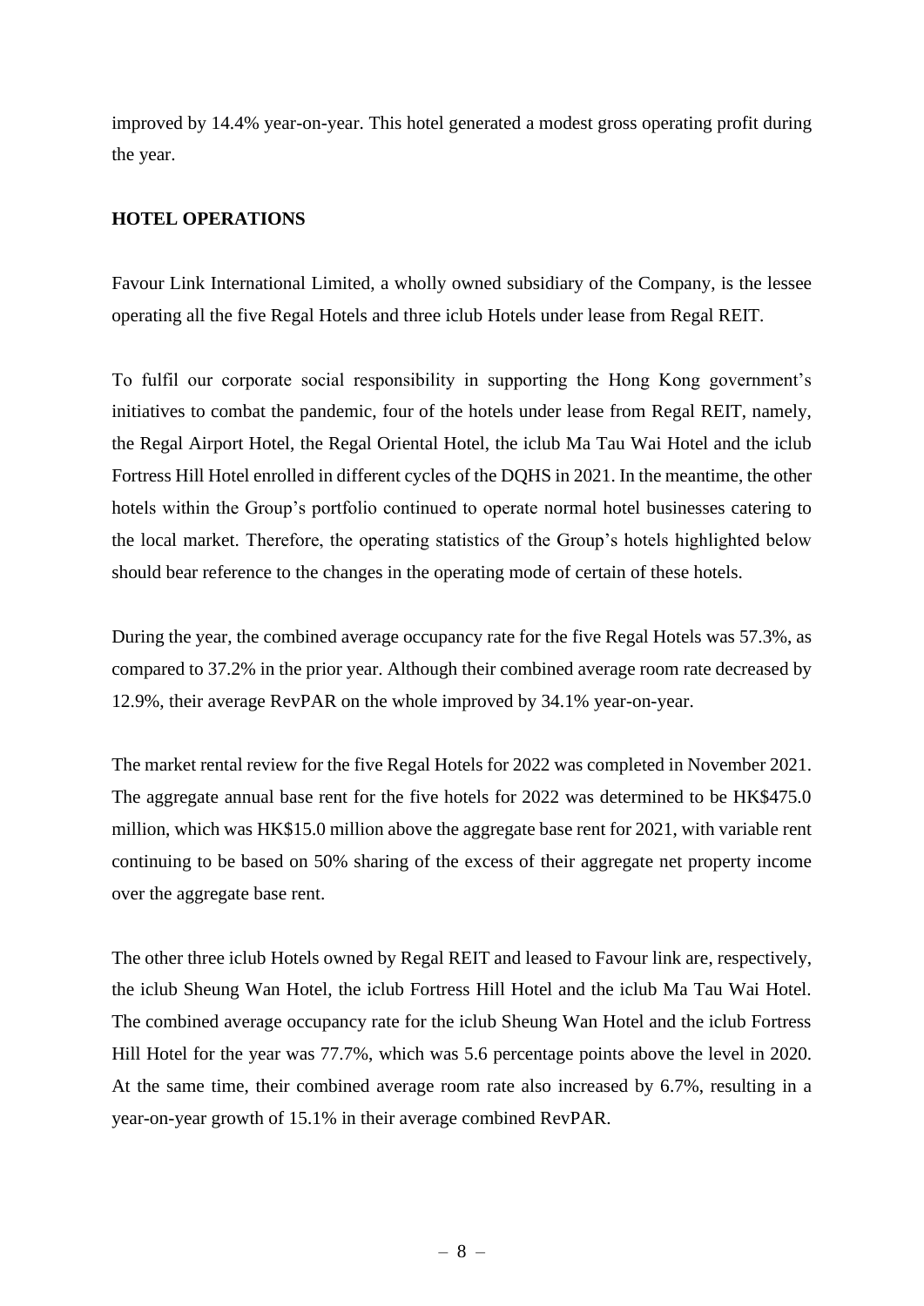improved by 14.4% year-on-year. This hotel generated a modest gross operating profit during the year.

## HOTEL OPERATIONS

Favour Link International Limited, a wholly owned subsidiary of the Company, is the lessee operating all the five Regal Hotels and three iclub Hotels under lease from Regal REIT.

To fulfil our corporate social responsibility in supporting the Hong Kong government's initiatives to combat the pandemic, four of the hotels under lease from Regal REIT, namely, the Regal Airport Hotel, the Regal Oriental Hotel, the iclub Ma Tau Wai Hotel and the iclub Fortress Hill Hotel enrolled in different cycles of the DQHS in 2021. In the meantime, the other hotels within the Group's portfolio continued to operate normal hotel businesses catering to the local market. Therefore, the operating statistics of the Group's hotels highlighted below should bear reference to the changes in the operating mode of certain of these hotels.

During the year, the combined average occupancy rate for the five Regal Hotels was 57.3%, as compared to 37.2% in the prior year. Although their combined average room rate decreased by 12.9%, their average RevPAR on the whole improved by 34.1% year-on-year.

The market rental review for the five Regal Hotels for 2022 was completed in November 2021. The aggregate annual base rent for the five hotels for 2022 was determined to be HK$475.0 million, which was HK$15.0 million above the aggregate base rent for 2021, with variable rent continuing to be based on 50% sharing of the excess of their aggregate net property income over the aggregate base rent.

The other three iclub Hotels owned by Regal REIT and leased to Favour link are, respectively, the iclub Sheung Wan Hotel, the iclub Fortress Hill Hotel and the iclub Ma Tau Wai Hotel. The combined average occupancy rate for the iclub Sheung Wan Hotel and the iclub Fortress Hill Hotel for the year was 77.7%, which was 5.6 percentage points above the level in 2020. At the same time, their combined average room rate also increased by 6.7%, resulting in a year-on-year growth of 15.1% in their average combined RevPAR.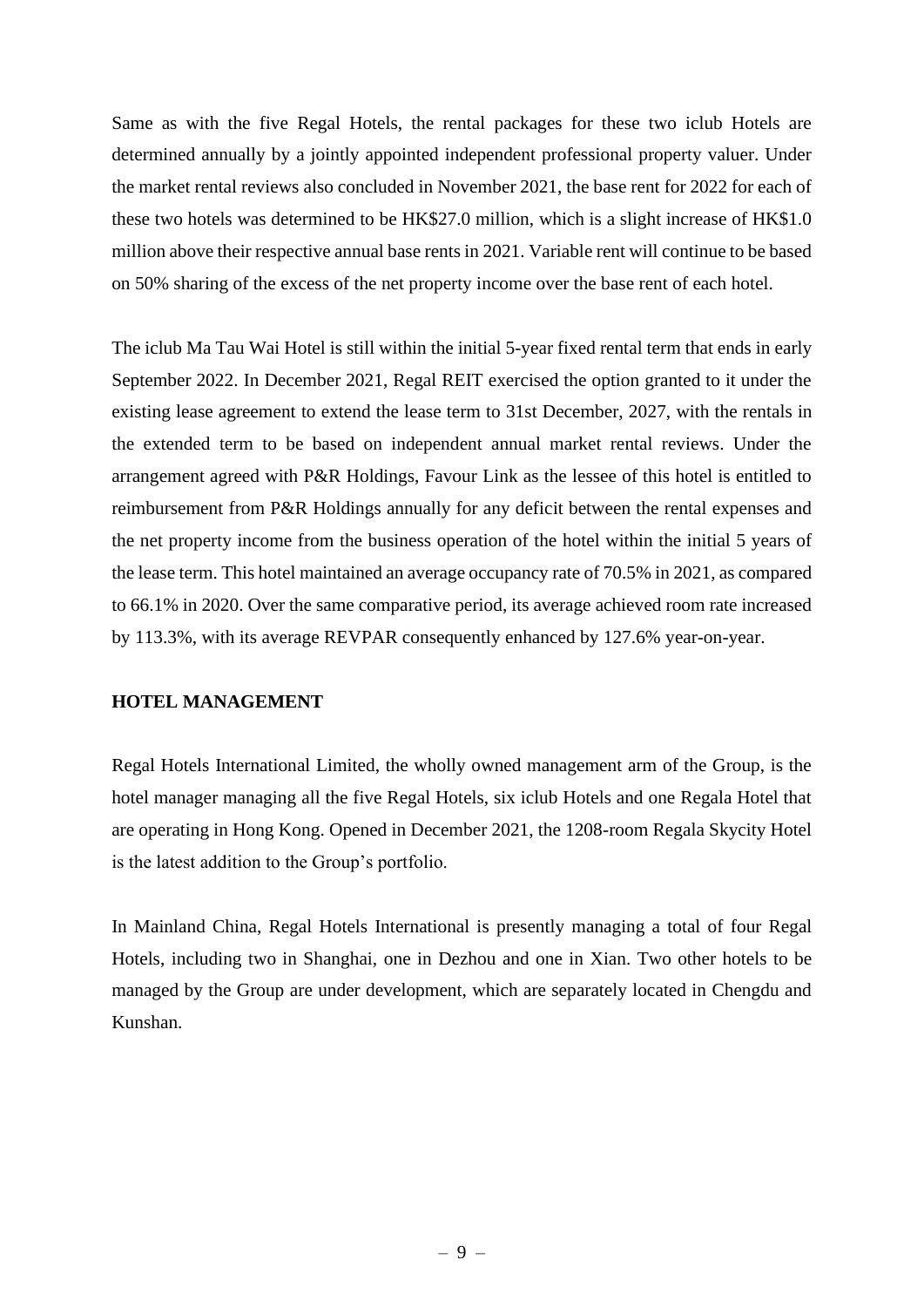Same as with the five Regal Hotels, the rental packages for these two iclub Hotels are determined annually by a jointly appointed independent professional property valuer. Under the market rental reviews also concluded in November 2021, the base rent for 2022 for each of these two hotels was determined to be HK$27.0 million, which is a slight increase of HK$1.0 million above their respective annual base rents in 2021. Variable rent will continue to be based on 50% sharing of the excess of the net property income over the base rent of each hotel.

The iclub Ma Tau Wai Hotel is still within the initial 5-year fixed rental term that ends in early September 2022. In December 2021, Regal REIT exercised the option granted to it under the existing lease agreement to extend the lease term to 31st December, 2027, with the rentals in the extended term to be based on independent annual market rental reviews. Under the arrangement agreed with P&R Holdings, Favour Link as the lessee of this hotel is entitled to reimbursement from P&R Holdings annually for any deficit between the rental expenses and the net property income from the business operation of the hotel within the initial 5 years of the lease term. This hotel maintained an average occupancy rate of 70.5% in 2021, as compared to 66.1% in 2020. Over the same comparative period, its average achieved room rate increased by 113.3%, with its average REVPAR consequently enhanced by 127.6% year-on-year.

**HOTEL MANAGEMENT**

Regal Hotels International Limited, the wholly owned management arm of the Group, is the hotel manager managing all the five Regal Hotels, six iclub Hotels and one Regala Hotel that are operating in Hong Kong. Opened in December 2021, the 1208-room Regala Skycity Hotel is the latest addition to the Group's portfolio.

In Mainland China, Regal Hotels International is presently managing a total of four Regal Hotels, including two in Shanghai, one in Dezhou and one in Xian. Two other hotels to be managed by the Group are under development, which are separately located in Chengdu and Kunshan.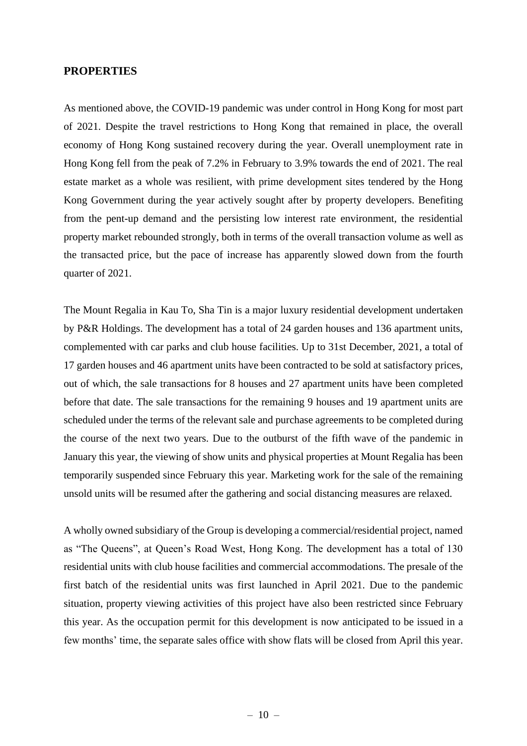## PROPERTIES

As mentioned above, the COVID-19 pandemic was under control in Hong Kong for most part of 2021. Despite the travel restrictions to Hong Kong that remained in place, the overall economy of Hong Kong sustained recovery during the year. Overall unemployment rate in Hong Kong fell from the peak of 7.2% in February to 3.9% towards the end of 2021. The real estate market as a whole was resilient, with prime development sites tendered by the Hong Kong Government during the year actively sought after by property developers. Benefiting from the pent-up demand and the persisting low interest rate environment, the residential property market rebounded strongly, both in terms of the overall transaction volume as well as the transacted price, but the pace of increase has apparently slowed down from the fourth quarter of 2021.

The Mount Regalia in Kau To, Sha Tin is a major luxury residential development undertaken by P&R Holdings. The development has a total of 24 garden houses and 136 apartment units, complemented with car parks and club house facilities. Up to 31st December, 2021, a total of 17 garden houses and 46 apartment units have been contracted to be sold at satisfactory prices, out of which, the sale transactions for 8 houses and 27 apartment units have been completed before that date. The sale transactions for the remaining 9 houses and 19 apartment units are scheduled under the terms of the relevant sale and purchase agreements to be completed during the course of the next two years. Due to the outburst of the fifth wave of the pandemic in January this year, the viewing of show units and physical properties at Mount Regalia has been temporarily suspended since February this year. Marketing work for the sale of the remaining unsold units will be resumed after the gathering and social distancing measures are relaxed.

A wholly owned subsidiary of the Group is developing a commercial/residential project, named as "The Queens", at Queen's Road West, Hong Kong. The development has a total of 130 residential units with club house facilities and commercial accommodations. The presale of the first batch of the residential units was first launched in April 2021. Due to the pandemic situation, property viewing activities of this project have also been restricted since February this year. As the occupation permit for this development is now anticipated to be issued in a few months' time, the separate sales office with show flats will be closed from April this year.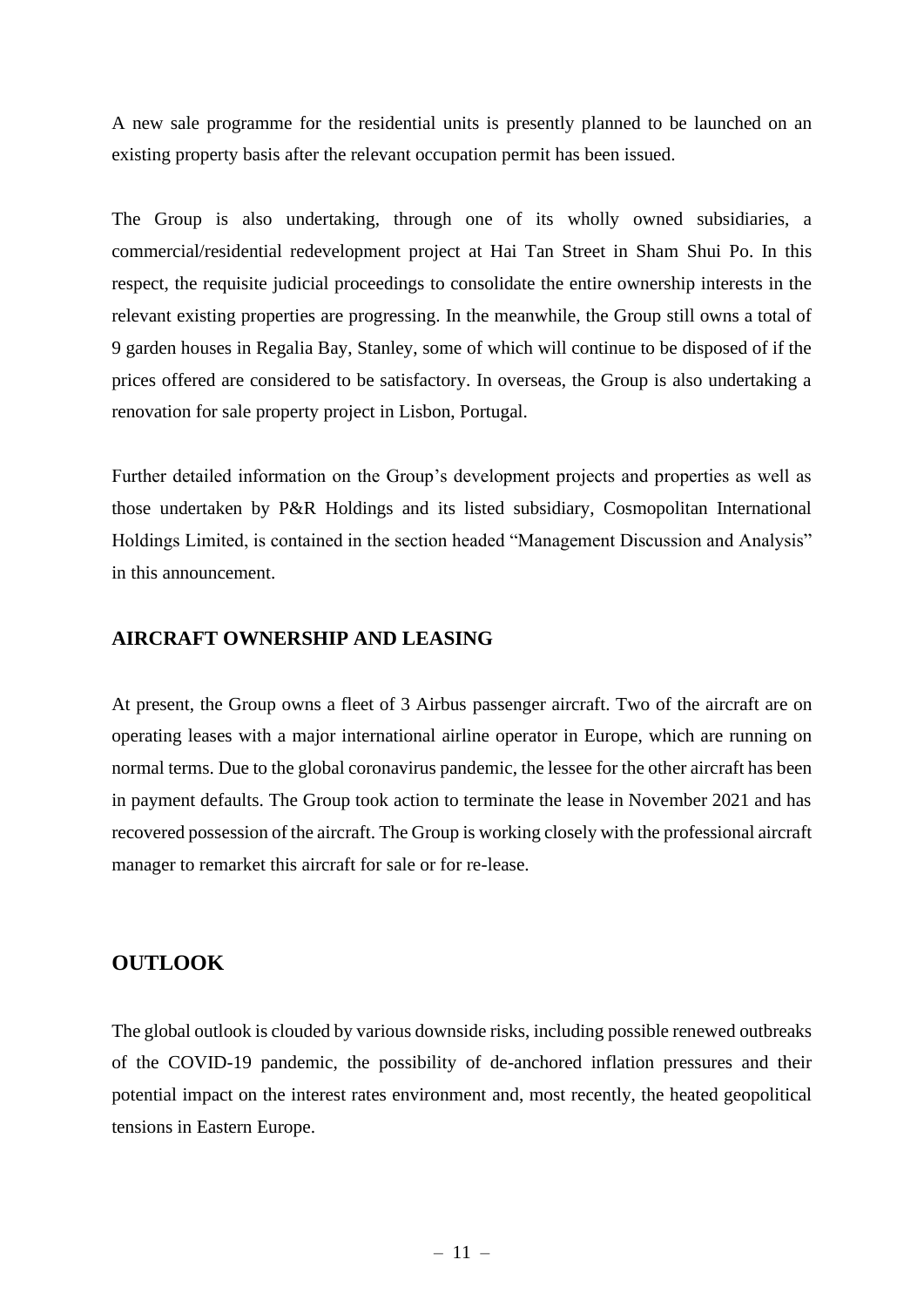A new sale programme for the residential units is presently planned to be launched on an existing property basis after the relevant occupation permit has been issued.

The Group is also undertaking, through one of its wholly owned subsidiaries, a commercial/residential redevelopment project at Hai Tan Street in Sham Shui Po. In this respect, the requisite judicial proceedings to consolidate the entire ownership interests in the relevant existing properties are progressing. In the meanwhile, the Group still owns a total of 9 garden houses in Regalia Bay, Stanley, some of which will continue to be disposed of if the prices offered are considered to be satisfactory. In overseas, the Group is also undertaking a renovation for sale property project in Lisbon, Portugal.

Further detailed information on the Group's development projects and properties as well as those undertaken by P&R Holdings and its listed subsidiary, Cosmopolitan International Holdings Limited, is contained in the section headed "Management Discussion and Analysis" in this announcement.

### AIRCRAFT OWNERSHIP AND LEASING

At present, the Group owns a fleet of 3 Airbus passenger aircraft. Two of the aircraft are on operating leases with a major international airline operator in Europe, which are running on normal terms. Due to the global coronavirus pandemic, the lessee for the other aircraft has been in payment defaults. The Group took action to terminate the lease in November 2021 and has recovered possession of the aircraft. The Group is working closely with the professional aircraft manager to remarket this aircraft for sale or for re-lease.

## OUTLOOK

The global outlook is clouded by various downside risks, including possible renewed outbreaks of the COVID-19 pandemic, the possibility of de-anchored inflation pressures and their potential impact on the interest rates environment and, most recently, the heated geopolitical tensions in Eastern Europe.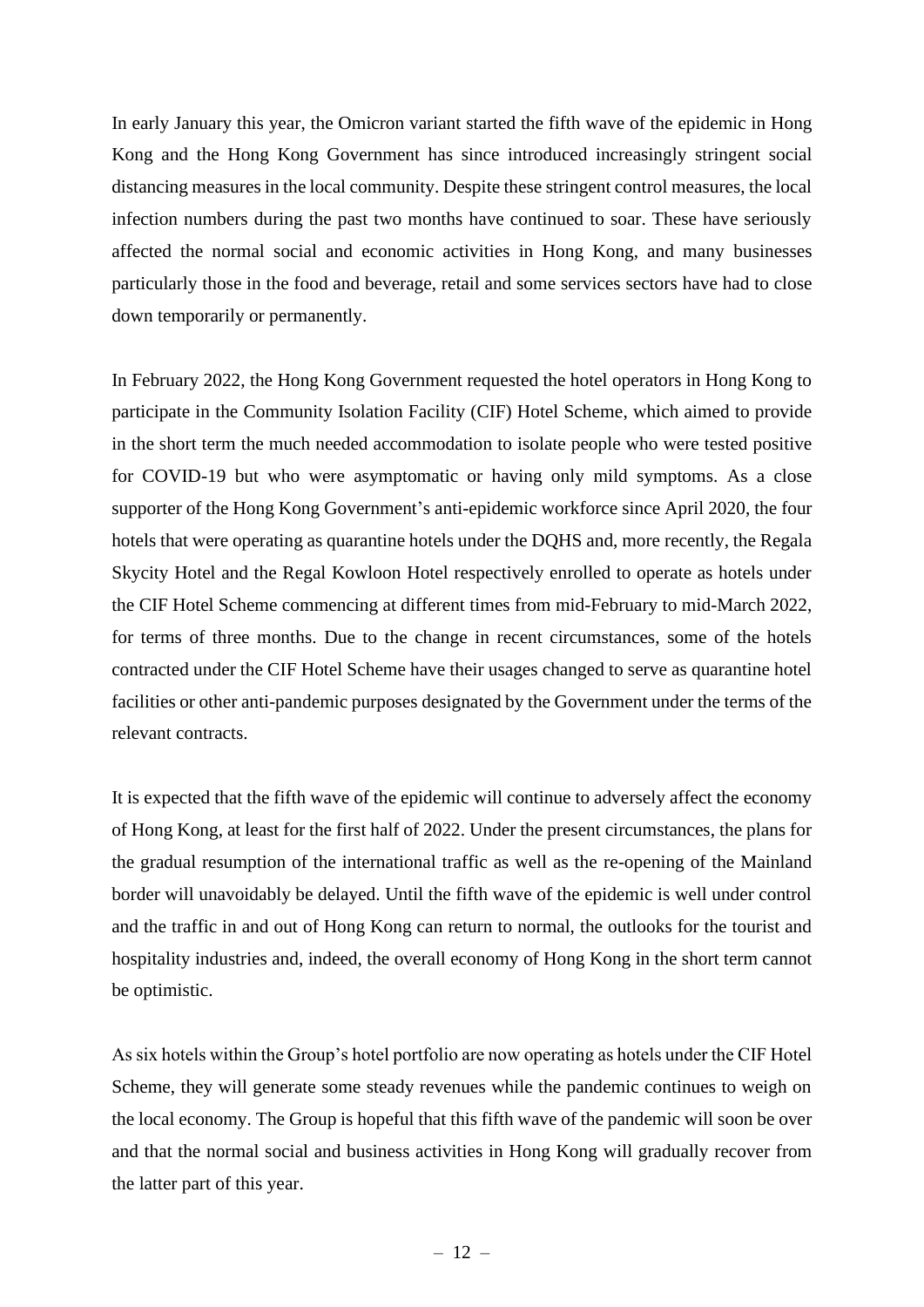In early January this year, the Omicron variant started the fifth wave of the epidemic in Hong Kong and the Hong Kong Government has since introduced increasingly stringent social distancing measures in the local community. Despite these stringent control measures, the local infection numbers during the past two months have continued to soar. These have seriously affected the normal social and economic activities in Hong Kong, and many businesses particularly those in the food and beverage, retail and some services sectors have had to close down temporarily or permanently.

In February 2022, the Hong Kong Government requested the hotel operators in Hong Kong to participate in the Community Isolation Facility (CIF) Hotel Scheme, which aimed to provide in the short term the much needed accommodation to isolate people who were tested positive for COVID-19 but who were asymptomatic or having only mild symptoms. As a close supporter of the Hong Kong Government's anti-epidemic workforce since April 2020, the four hotels that were operating as quarantine hotels under the DQHS and, more recently, the Regala Skycity Hotel and the Regal Kowloon Hotel respectively enrolled to operate as hotels under the CIF Hotel Scheme commencing at different times from mid-February to mid-March 2022, for terms of three months. Due to the change in recent circumstances, some of the hotels contracted under the CIF Hotel Scheme have their usages changed to serve as quarantine hotel facilities or other anti-pandemic purposes designated by the Government under the terms of the relevant contracts.

It is expected that the fifth wave of the epidemic will continue to adversely affect the economy of Hong Kong, at least for the first half of 2022. Under the present circumstances, the plans for the gradual resumption of the international traffic as well as the re-opening of the Mainland border will unavoidably be delayed. Until the fifth wave of the epidemic is well under control and the traffic in and out of Hong Kong can return to normal, the outlooks for the tourist and hospitality industries and, indeed, the overall economy of Hong Kong in the short term cannot be optimistic.

As six hotels within the Group's hotel portfolio are now operating as hotels under the CIF Hotel Scheme, they will generate some steady revenues while the pandemic continues to weigh on the local economy. The Group is hopeful that this fifth wave of the pandemic will soon be over and that the normal social and business activities in Hong Kong will gradually recover from the latter part of this year.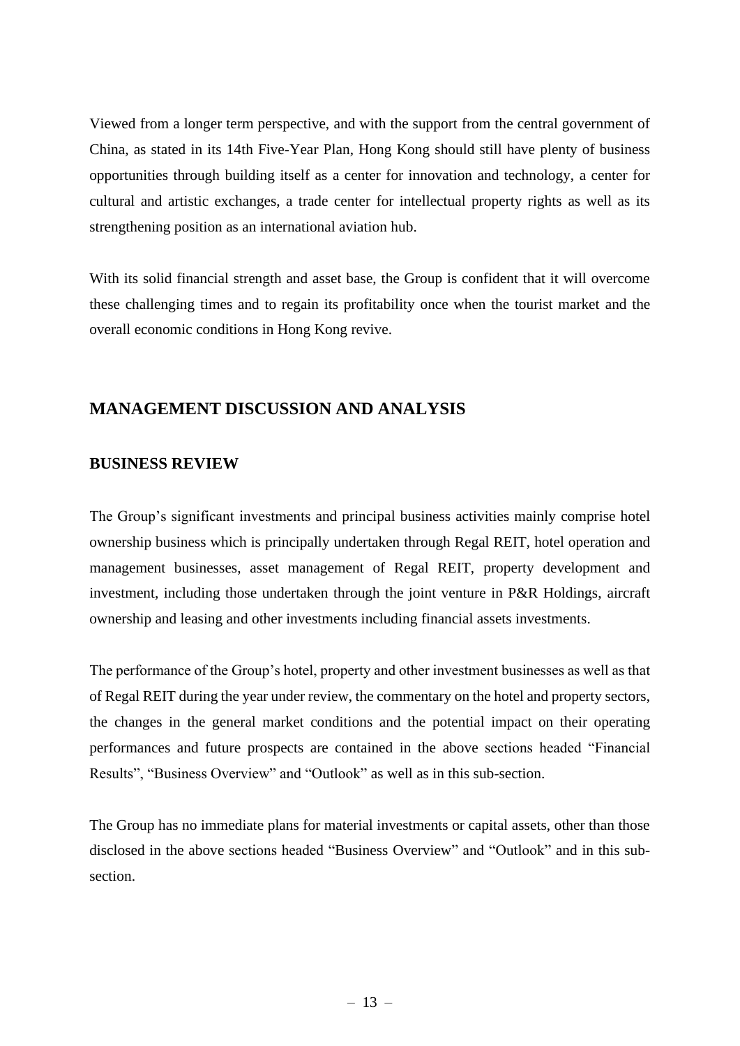Viewed from a longer term perspective, and with the support from the central government of China, as stated in its 14th Five-Year Plan, Hong Kong should still have plenty of business opportunities through building itself as a center for innovation and technology, a center for cultural and artistic exchanges, a trade center for intellectual property rights as well as its strengthening position as an international aviation hub.

With its solid financial strength and asset base, the Group is confident that it will overcome these challenging times and to regain its profitability once when the tourist market and the overall economic conditions in Hong Kong revive.

## MANAGEMENT DISCUSSION AND ANALYSIS

### BUSINESS REVIEW

The Group's significant investments and principal business activities mainly comprise hotel ownership business which is principally undertaken through Regal REIT, hotel operation and management businesses, asset management of Regal REIT, property development and investment, including those undertaken through the joint venture in P&R Holdings, aircraft ownership and leasing and other investments including financial assets investments.

The performance of the Group's hotel, property and other investment businesses as well as that of Regal REIT during the year under review, the commentary on the hotel and property sectors, the changes in the general market conditions and the potential impact on their operating performances and future prospects are contained in the above sections headed "Financial Results", "Business Overview" and "Outlook" as well as in this sub-section.

The Group has no immediate plans for material investments or capital assets, other than those disclosed in the above sections headed "Business Overview" and "Outlook" and in this sub-section.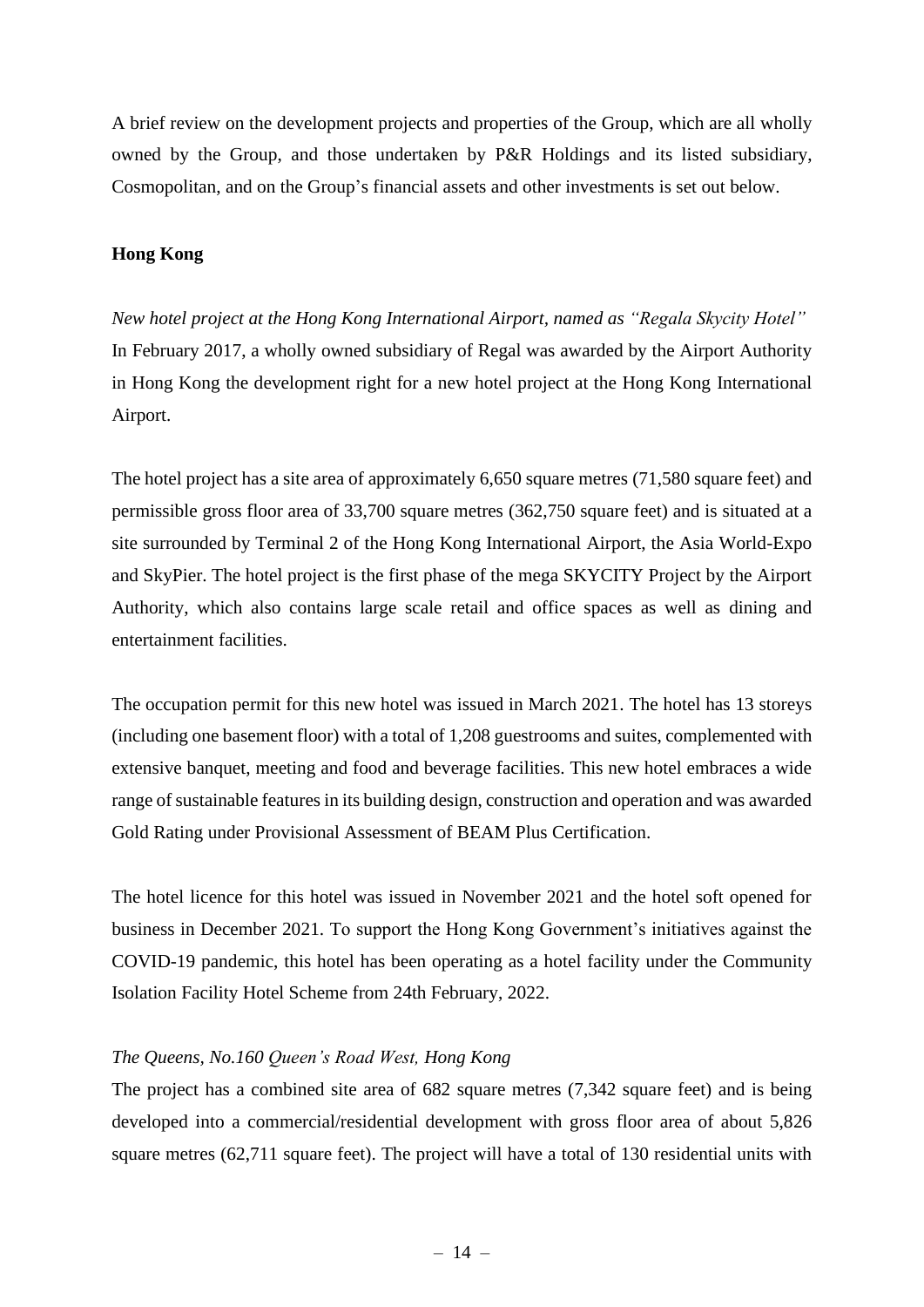A brief review on the development projects and properties of the Group, which are all wholly owned by the Group, and those undertaken by P&R Holdings and its listed subsidiary, Cosmopolitan, and on the Group's financial assets and other investments is set out below.

**Hong Kong**

*New hotel project at the Hong Kong International Airport, named as "Regala Skycity Hotel"*

In February 2017, a wholly owned subsidiary of Regal was awarded by the Airport Authority in Hong Kong the development right for a new hotel project at the Hong Kong International Airport.

The hotel project has a site area of approximately 6,650 square metres (71,580 square feet) and permissible gross floor area of 33,700 square metres (362,750 square feet) and is situated at a site surrounded by Terminal 2 of the Hong Kong International Airport, the Asia World-Expo and SkyPier. The hotel project is the first phase of the mega SKYCITY Project by the Airport Authority, which also contains large scale retail and office spaces as well as dining and entertainment facilities.

The occupation permit for this new hotel was issued in March 2021. The hotel has 13 storeys (including one basement floor) with a total of 1,208 guestrooms and suites, complemented with extensive banquet, meeting and food and beverage facilities. This new hotel embraces a wide range of sustainable features in its building design, construction and operation and was awarded Gold Rating under Provisional Assessment of BEAM Plus Certification.

The hotel licence for this hotel was issued in November 2021 and the hotel soft opened for business in December 2021. To support the Hong Kong Government's initiatives against the COVID-19 pandemic, this hotel has been operating as a hotel facility under the Community Isolation Facility Hotel Scheme from 24th February, 2022.

*The Queens, No.160 Queen's Road West, Hong Kong*

The project has a combined site area of 682 square metres (7,342 square feet) and is being developed into a commercial/residential development with gross floor area of about 5,826 square metres (62,711 square feet). The project will have a total of 130 residential units with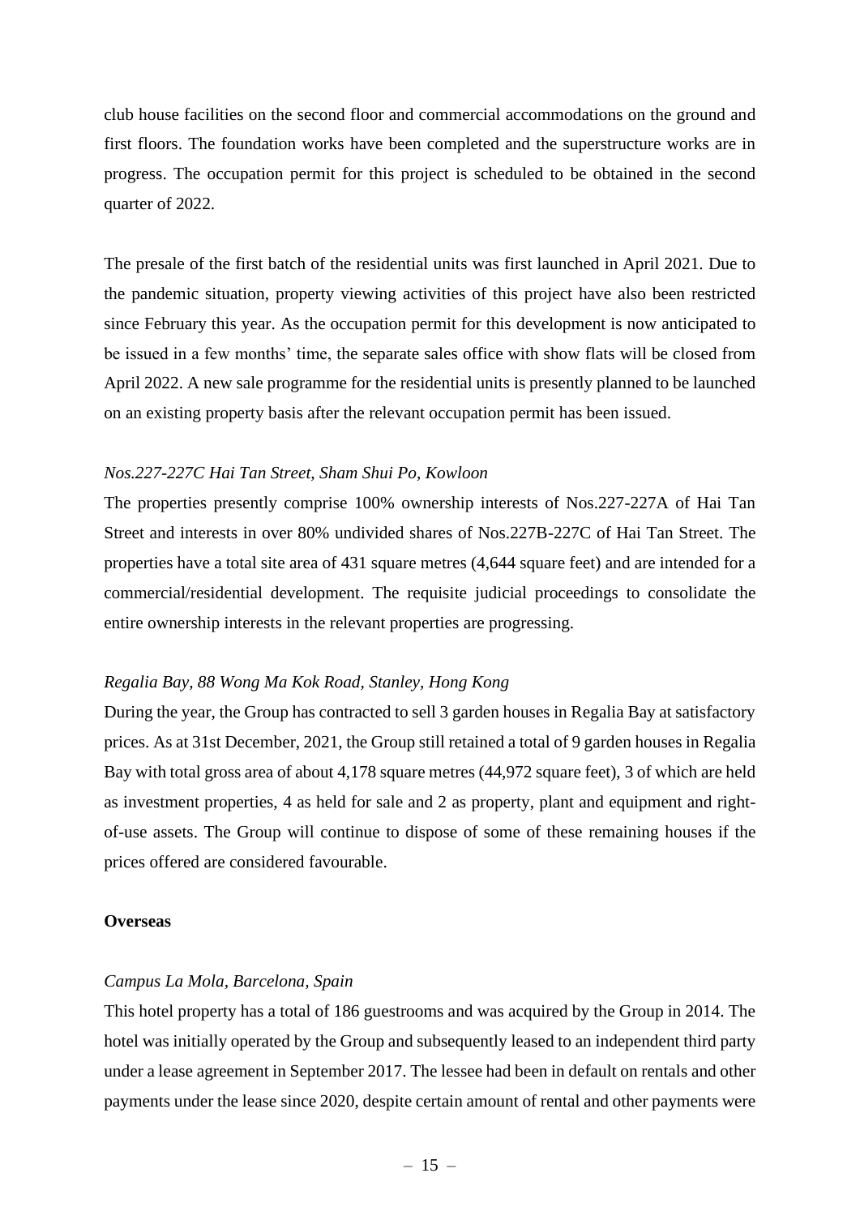club house facilities on the second floor and commercial accommodations on the ground and first floors. The foundation works have been completed and the superstructure works are in progress. The occupation permit for this project is scheduled to be obtained in the second quarter of 2022.

The presale of the first batch of the residential units was first launched in April 2021. Due to the pandemic situation, property viewing activities of this project have also been restricted since February this year. As the occupation permit for this development is now anticipated to be issued in a few months' time, the separate sales office with show flats will be closed from April 2022. A new sale programme for the residential units is presently planned to be launched on an existing property basis after the relevant occupation permit has been issued.

*Nos.227-227C Hai Tan Street, Sham Shui Po, Kowloon*

The properties presently comprise 100% ownership interests of Nos.227-227A of Hai Tan Street and interests in over 80% undivided shares of Nos.227B-227C of Hai Tan Street. The properties have a total site area of 431 square metres (4,644 square feet) and are intended for a commercial/residential development. The requisite judicial proceedings to consolidate the entire ownership interests in the relevant properties are progressing.

*Regalia Bay, 88 Wong Ma Kok Road, Stanley, Hong Kong*

During the year, the Group has contracted to sell 3 garden houses in Regalia Bay at satisfactory prices. As at 31st December, 2021, the Group still retained a total of 9 garden houses in Regalia Bay with total gross area of about 4,178 square metres (44,972 square feet), 3 of which are held as investment properties, 4 as held for sale and 2 as property, plant and equipment and right-of-use assets. The Group will continue to dispose of some of these remaining houses if the prices offered are considered favourable.

**Overseas**

*Campus La Mola, Barcelona, Spain*

This hotel property has a total of 186 guestrooms and was acquired by the Group in 2014. The hotel was initially operated by the Group and subsequently leased to an independent third party under a lease agreement in September 2017. The lessee had been in default on rentals and other payments under the lease since 2020, despite certain amount of rental and other payments were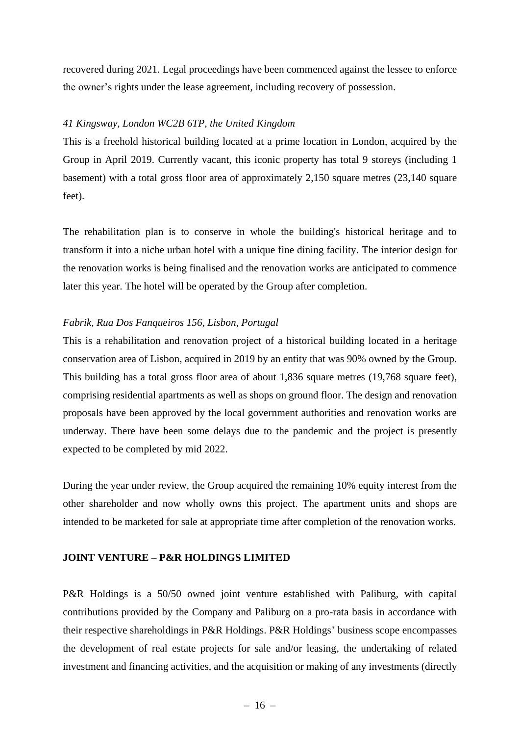recovered during 2021. Legal proceedings have been commenced against the lessee to enforce the owner's rights under the lease agreement, including recovery of possession.

*41 Kingsway, London WC2B 6TP, the United Kingdom*

This is a freehold historical building located at a prime location in London, acquired by the Group in April 2019. Currently vacant, this iconic property has total 9 storeys (including 1 basement) with a total gross floor area of approximately 2,150 square metres (23,140 square feet).

The rehabilitation plan is to conserve in whole the building's historical heritage and to transform it into a niche urban hotel with a unique fine dining facility. The interior design for the renovation works is being finalised and the renovation works are anticipated to commence later this year. The hotel will be operated by the Group after completion.

*Fabrik, Rua Dos Fanqueiros 156, Lisbon, Portugal*

This is a rehabilitation and renovation project of a historical building located in a heritage conservation area of Lisbon, acquired in 2019 by an entity that was 90% owned by the Group. This building has a total gross floor area of about 1,836 square metres (19,768 square feet), comprising residential apartments as well as shops on ground floor. The design and renovation proposals have been approved by the local government authorities and renovation works are underway. There have been some delays due to the pandemic and the project is presently expected to be completed by mid 2022.

During the year under review, the Group acquired the remaining 10% equity interest from the other shareholder and now wholly owns this project. The apartment units and shops are intended to be marketed for sale at appropriate time after completion of the renovation works.

**JOINT VENTURE – P&R HOLDINGS LIMITED**

P&R Holdings is a 50/50 owned joint venture established with Paliburg, with capital contributions provided by the Company and Paliburg on a pro-rata basis in accordance with their respective shareholdings in P&R Holdings. P&R Holdings' business scope encompasses the development of real estate projects for sale and/or leasing, the undertaking of related investment and financing activities, and the acquisition or making of any investments (directly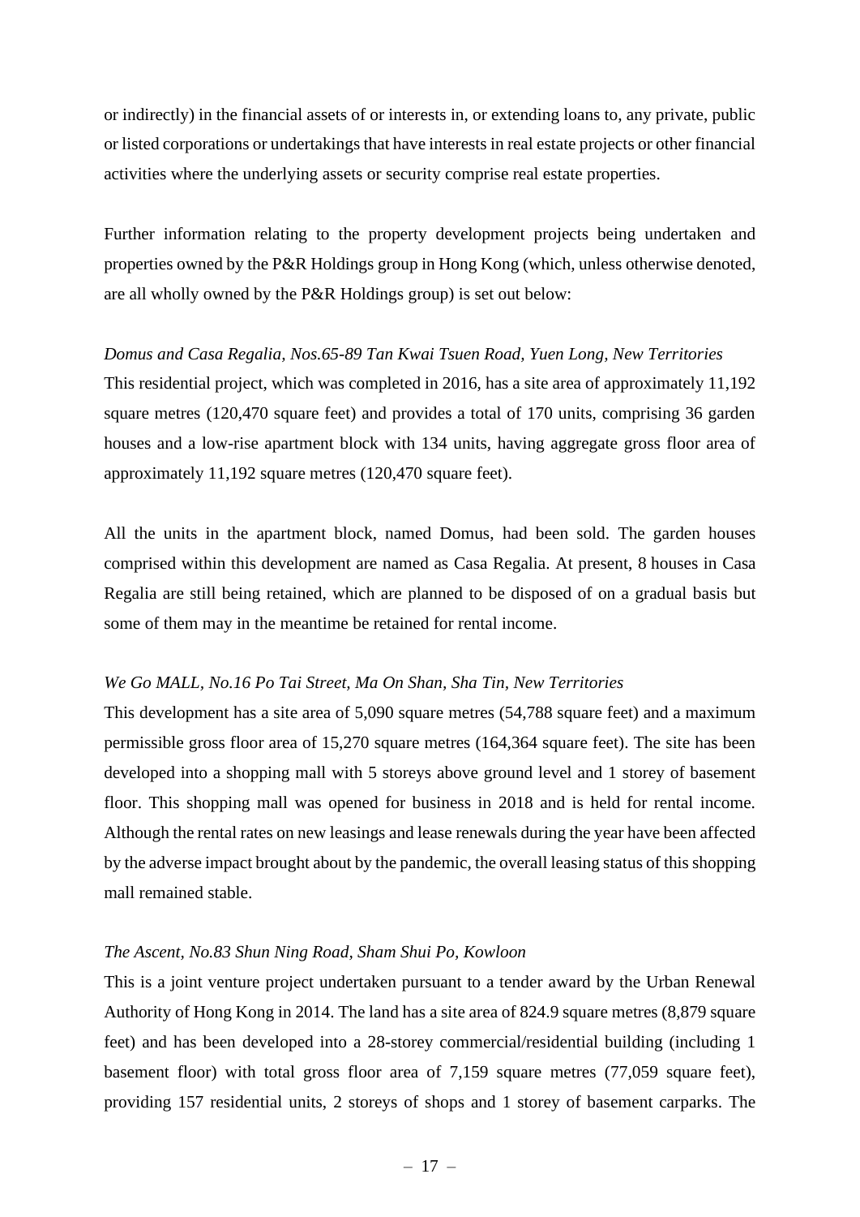or indirectly) in the financial assets of or interests in, or extending loans to, any private, public or listed corporations or undertakings that have interests in real estate projects or other financial activities where the underlying assets or security comprise real estate properties.

Further information relating to the property development projects being undertaken and properties owned by the P&R Holdings group in Hong Kong (which, unless otherwise denoted, are all wholly owned by the P&R Holdings group) is set out below:

*Domus and Casa Regalia, Nos.65-89 Tan Kwai Tsuen Road, Yuen Long, New Territories*

This residential project, which was completed in 2016, has a site area of approximately 11,192 square metres (120,470 square feet) and provides a total of 170 units, comprising 36 garden houses and a low-rise apartment block with 134 units, having aggregate gross floor area of approximately 11,192 square metres (120,470 square feet).

All the units in the apartment block, named Domus, had been sold. The garden houses comprised within this development are named as Casa Regalia. At present, 8 houses in Casa Regalia are still being retained, which are planned to be disposed of on a gradual basis but some of them may in the meantime be retained for rental income.

*We Go MALL, No.16 Po Tai Street, Ma On Shan, Sha Tin, New Territories*

This development has a site area of 5,090 square metres (54,788 square feet) and a maximum permissible gross floor area of 15,270 square metres (164,364 square feet). The site has been developed into a shopping mall with 5 storeys above ground level and 1 storey of basement floor. This shopping mall was opened for business in 2018 and is held for rental income. Although the rental rates on new leasings and lease renewals during the year have been affected by the adverse impact brought about by the pandemic, the overall leasing status of this shopping mall remained stable.

*The Ascent, No.83 Shun Ning Road, Sham Shui Po, Kowloon*

This is a joint venture project undertaken pursuant to a tender award by the Urban Renewal Authority of Hong Kong in 2014. The land has a site area of 824.9 square metres (8,879 square feet) and has been developed into a 28-storey commercial/residential building (including 1 basement floor) with total gross floor area of 7,159 square metres (77,059 square feet), providing 157 residential units, 2 storeys of shops and 1 storey of basement carparks. The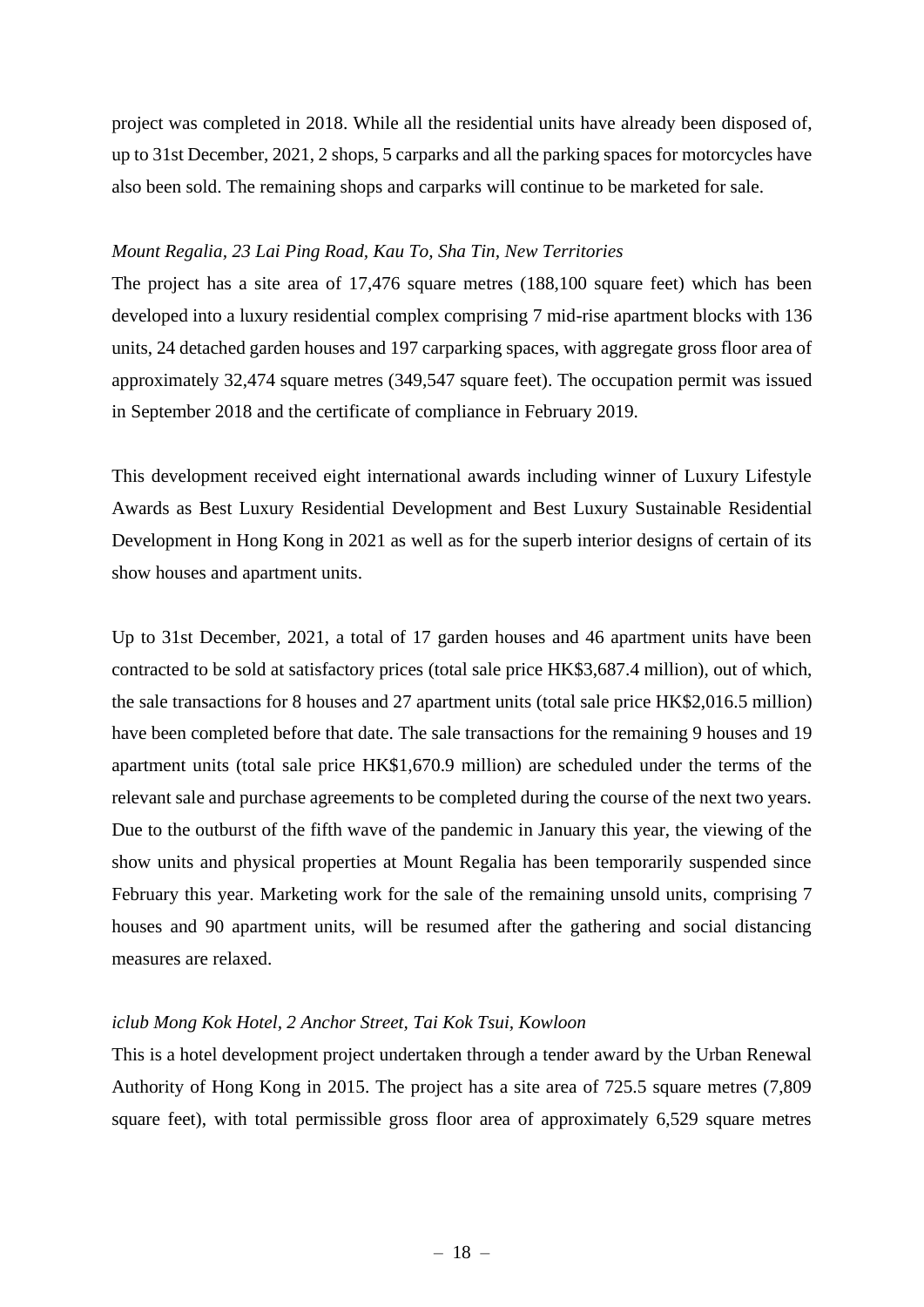project was completed in 2018. While all the residential units have already been disposed of, up to 31st December, 2021, 2 shops, 5 carparks and all the parking spaces for motorcycles have also been sold. The remaining shops and carparks will continue to be marketed for sale.

*Mount Regalia, 23 Lai Ping Road, Kau To, Sha Tin, New Territories*

The project has a site area of 17,476 square metres (188,100 square feet) which has been developed into a luxury residential complex comprising 7 mid-rise apartment blocks with 136 units, 24 detached garden houses and 197 carparking spaces, with aggregate gross floor area of approximately 32,474 square metres (349,547 square feet). The occupation permit was issued in September 2018 and the certificate of compliance in February 2019.

This development received eight international awards including winner of Luxury Lifestyle Awards as Best Luxury Residential Development and Best Luxury Sustainable Residential Development in Hong Kong in 2021 as well as for the superb interior designs of certain of its show houses and apartment units.

Up to 31st December, 2021, a total of 17 garden houses and 46 apartment units have been contracted to be sold at satisfactory prices (total sale price HK$3,687.4 million), out of which, the sale transactions for 8 houses and 27 apartment units (total sale price HK$2,016.5 million) have been completed before that date. The sale transactions for the remaining 9 houses and 19 apartment units (total sale price HK$1,670.9 million) are scheduled under the terms of the relevant sale and purchase agreements to be completed during the course of the next two years. Due to the outburst of the fifth wave of the pandemic in January this year, the viewing of the show units and physical properties at Mount Regalia has been temporarily suspended since February this year. Marketing work for the sale of the remaining unsold units, comprising 7 houses and 90 apartment units, will be resumed after the gathering and social distancing measures are relaxed.

*iclub Mong Kok Hotel, 2 Anchor Street, Tai Kok Tsui, Kowloon*

This is a hotel development project undertaken through a tender award by the Urban Renewal Authority of Hong Kong in 2015. The project has a site area of 725.5 square metres (7,809 square feet), with total permissible gross floor area of approximately 6,529 square metres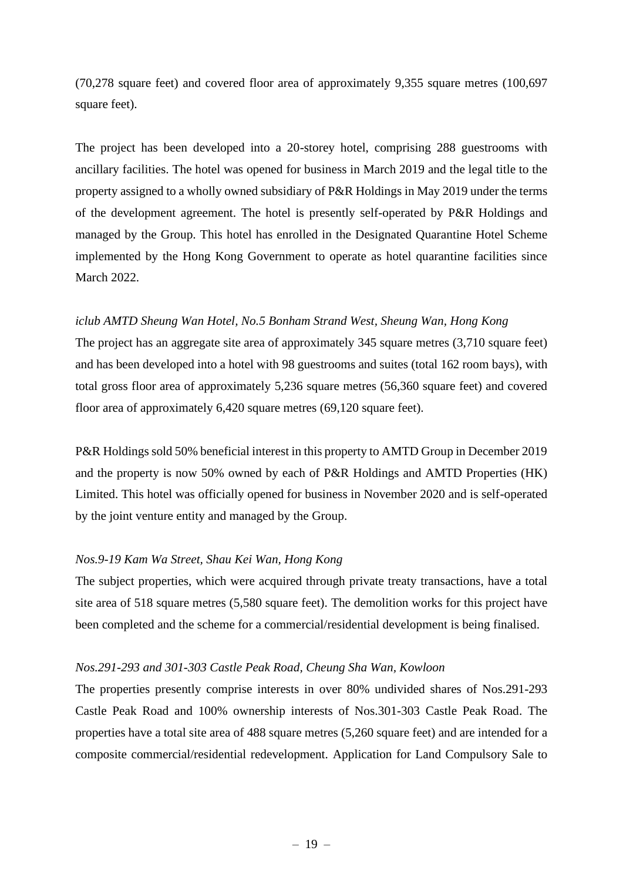(70,278 square feet) and covered floor area of approximately 9,355 square metres (100,697 square feet).

The project has been developed into a 20-storey hotel, comprising 288 guestrooms with ancillary facilities. The hotel was opened for business in March 2019 and the legal title to the property assigned to a wholly owned subsidiary of P&R Holdings in May 2019 under the terms of the development agreement. The hotel is presently self-operated by P&R Holdings and managed by the Group. This hotel has enrolled in the Designated Quarantine Hotel Scheme implemented by the Hong Kong Government to operate as hotel quarantine facilities since March 2022.

*iclub AMTD Sheung Wan Hotel, No.5 Bonham Strand West, Sheung Wan, Hong Kong*

The project has an aggregate site area of approximately 345 square metres (3,710 square feet) and has been developed into a hotel with 98 guestrooms and suites (total 162 room bays), with total gross floor area of approximately 5,236 square metres (56,360 square feet) and covered floor area of approximately 6,420 square metres (69,120 square feet).

P&R Holdings sold 50% beneficial interest in this property to AMTD Group in December 2019 and the property is now 50% owned by each of P&R Holdings and AMTD Properties (HK) Limited. This hotel was officially opened for business in November 2020 and is self-operated by the joint venture entity and managed by the Group.

*Nos.9-19 Kam Wa Street, Shau Kei Wan, Hong Kong*

The subject properties, which were acquired through private treaty transactions, have a total site area of 518 square metres (5,580 square feet). The demolition works for this project have been completed and the scheme for a commercial/residential development is being finalised.

*Nos.291-293 and 301-303 Castle Peak Road, Cheung Sha Wan, Kowloon*

The properties presently comprise interests in over 80% undivided shares of Nos.291-293 Castle Peak Road and 100% ownership interests of Nos.301-303 Castle Peak Road. The properties have a total site area of 488 square metres (5,260 square feet) and are intended for a composite commercial/residential redevelopment. Application for Land Compulsory Sale to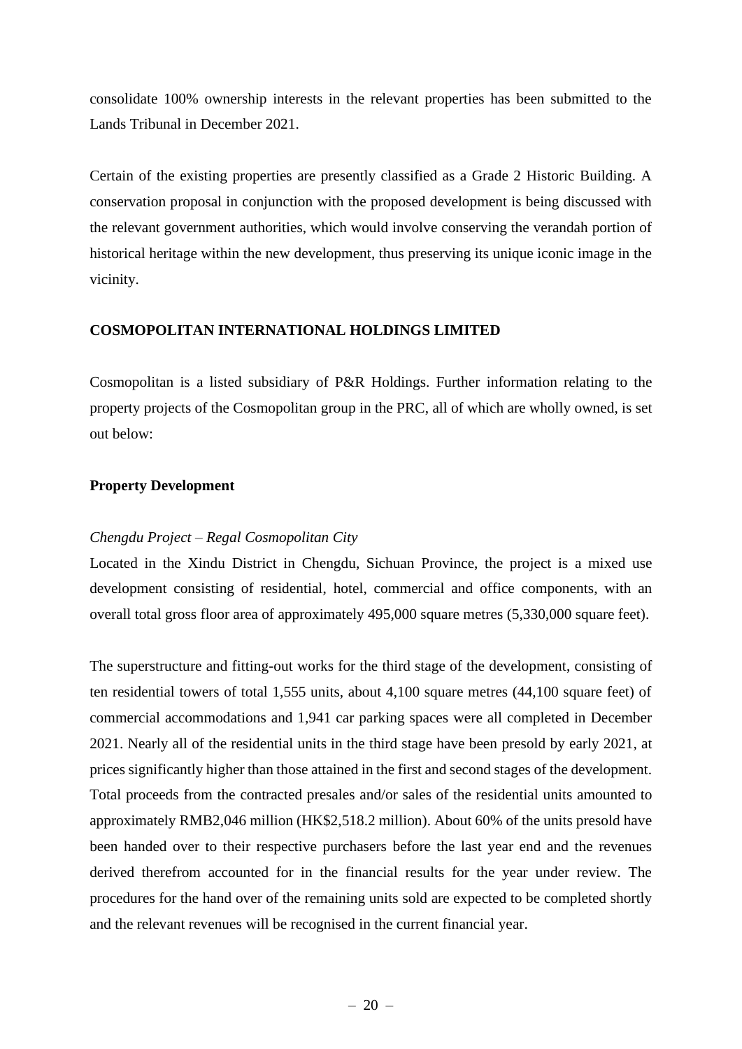consolidate 100% ownership interests in the relevant properties has been submitted to the Lands Tribunal in December 2021.

Certain of the existing properties are presently classified as a Grade 2 Historic Building. A conservation proposal in conjunction with the proposed development is being discussed with the relevant government authorities, which would involve conserving the verandah portion of historical heritage within the new development, thus preserving its unique iconic image in the vicinity.

## COSMOPOLITAN INTERNATIONAL HOLDINGS LIMITED

Cosmopolitan is a listed subsidiary of P&R Holdings. Further information relating to the property projects of the Cosmopolitan group in the PRC, all of which are wholly owned, is set out below:

### Property Development

*Chengdu Project – Regal Cosmopolitan City*

Located in the Xindu District in Chengdu, Sichuan Province, the project is a mixed use development consisting of residential, hotel, commercial and office components, with an overall total gross floor area of approximately 495,000 square metres (5,330,000 square feet).

The superstructure and fitting-out works for the third stage of the development, consisting of ten residential towers of total 1,555 units, about 4,100 square metres (44,100 square feet) of commercial accommodations and 1,941 car parking spaces were all completed in December 2021. Nearly all of the residential units in the third stage have been presold by early 2021, at prices significantly higher than those attained in the first and second stages of the development. Total proceeds from the contracted presales and/or sales of the residential units amounted to approximately RMB2,046 million (HK$2,518.2 million). About 60% of the units presold have been handed over to their respective purchasers before the last year end and the revenues derived therefrom accounted for in the financial results for the year under review. The procedures for the hand over of the remaining units sold are expected to be completed shortly and the relevant revenues will be recognised in the current financial year.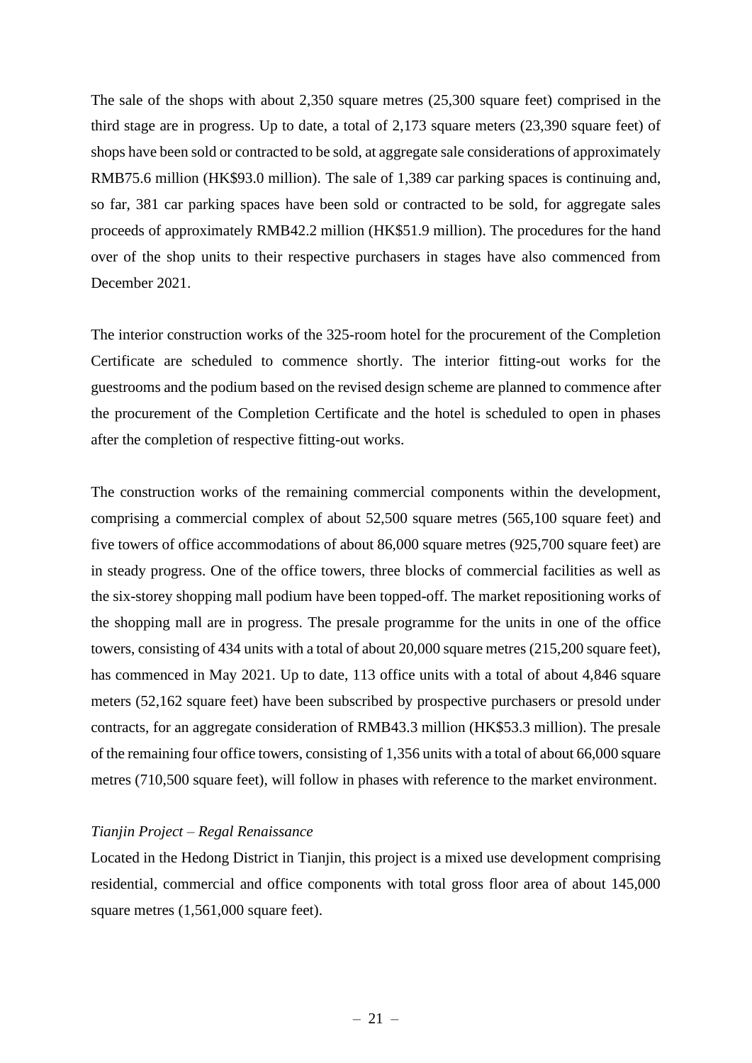The sale of the shops with about 2,350 square metres (25,300 square feet) comprised in the third stage are in progress. Up to date, a total of 2,173 square meters (23,390 square feet) of shops have been sold or contracted to be sold, at aggregate sale considerations of approximately RMB75.6 million (HK$93.0 million). The sale of 1,389 car parking spaces is continuing and, so far, 381 car parking spaces have been sold or contracted to be sold, for aggregate sales proceeds of approximately RMB42.2 million (HK$51.9 million). The procedures for the hand over of the shop units to their respective purchasers in stages have also commenced from December 2021.

The interior construction works of the 325-room hotel for the procurement of the Completion Certificate are scheduled to commence shortly. The interior fitting-out works for the guestrooms and the podium based on the revised design scheme are planned to commence after the procurement of the Completion Certificate and the hotel is scheduled to open in phases after the completion of respective fitting-out works.

The construction works of the remaining commercial components within the development, comprising a commercial complex of about 52,500 square metres (565,100 square feet) and five towers of office accommodations of about 86,000 square metres (925,700 square feet) are in steady progress. One of the office towers, three blocks of commercial facilities as well as the six-storey shopping mall podium have been topped-off. The market repositioning works of the shopping mall are in progress. The presale programme for the units in one of the office towers, consisting of 434 units with a total of about 20,000 square metres (215,200 square feet), has commenced in May 2021. Up to date, 113 office units with a total of about 4,846 square meters (52,162 square feet) have been subscribed by prospective purchasers or presold under contracts, for an aggregate consideration of RMB43.3 million (HK$53.3 million). The presale of the remaining four office towers, consisting of 1,356 units with a total of about 66,000 square metres (710,500 square feet), will follow in phases with reference to the market environment.

*Tianjin Project – Regal Renaissance*

Located in the Hedong District in Tianjin, this project is a mixed use development comprising residential, commercial and office components with total gross floor area of about 145,000 square metres (1,561,000 square feet).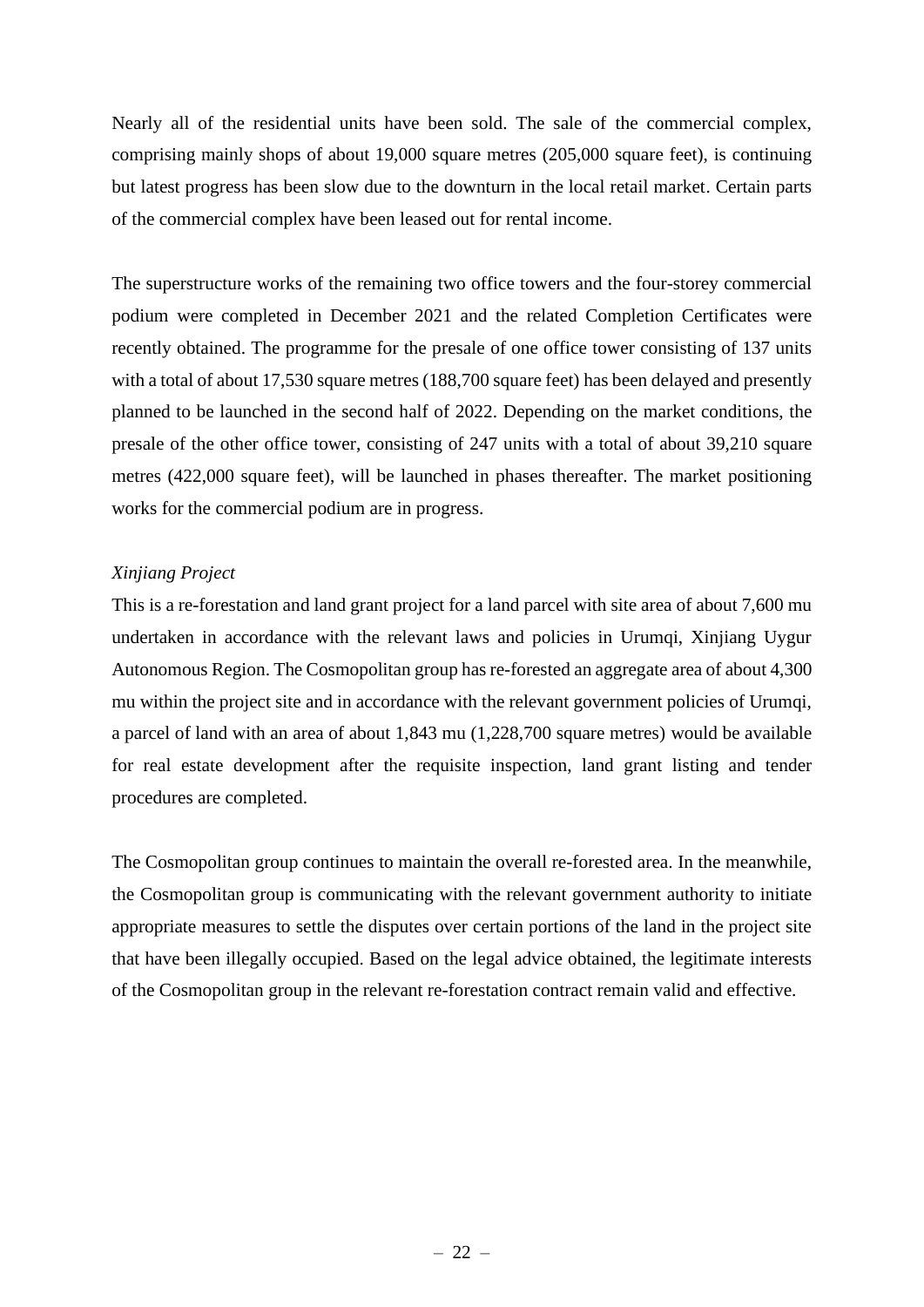Nearly all of the residential units have been sold. The sale of the commercial complex, comprising mainly shops of about 19,000 square metres (205,000 square feet), is continuing but latest progress has been slow due to the downturn in the local retail market. Certain parts of the commercial complex have been leased out for rental income.

The superstructure works of the remaining two office towers and the four-storey commercial podium were completed in December 2021 and the related Completion Certificates were recently obtained. The programme for the presale of one office tower consisting of 137 units with a total of about 17,530 square metres (188,700 square feet) has been delayed and presently planned to be launched in the second half of 2022. Depending on the market conditions, the presale of the other office tower, consisting of 247 units with a total of about 39,210 square metres (422,000 square feet), will be launched in phases thereafter. The market positioning works for the commercial podium are in progress.

*Xinjiang Project*

This is a re-forestation and land grant project for a land parcel with site area of about 7,600 mu undertaken in accordance with the relevant laws and policies in Urumqi, Xinjiang Uygur Autonomous Region. The Cosmopolitan group has re-forested an aggregate area of about 4,300 mu within the project site and in accordance with the relevant government policies of Urumqi, a parcel of land with an area of about 1,843 mu (1,228,700 square metres) would be available for real estate development after the requisite inspection, land grant listing and tender procedures are completed.

The Cosmopolitan group continues to maintain the overall re-forested area. In the meanwhile, the Cosmopolitan group is communicating with the relevant government authority to initiate appropriate measures to settle the disputes over certain portions of the land in the project site that have been illegally occupied. Based on the legal advice obtained, the legitimate interests of the Cosmopolitan group in the relevant re-forestation contract remain valid and effective.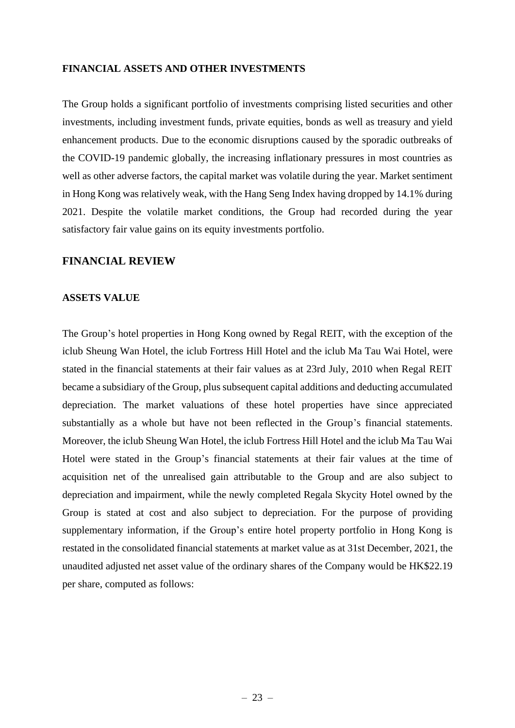**FINANCIAL ASSETS AND OTHER INVESTMENTS**

The Group holds a significant portfolio of investments comprising listed securities and other investments, including investment funds, private equities, bonds as well as treasury and yield enhancement products. Due to the economic disruptions caused by the sporadic outbreaks of the COVID-19 pandemic globally, the increasing inflationary pressures in most countries as well as other adverse factors, the capital market was volatile during the year. Market sentiment in Hong Kong was relatively weak, with the Hang Seng Index having dropped by 14.1% during 2021. Despite the volatile market conditions, the Group had recorded during the year satisfactory fair value gains on its equity investments portfolio.

## FINANCIAL REVIEW

**ASSETS VALUE**

The Group's hotel properties in Hong Kong owned by Regal REIT, with the exception of the iclub Sheung Wan Hotel, the iclub Fortress Hill Hotel and the iclub Ma Tau Wai Hotel, were stated in the financial statements at their fair values as at 23rd July, 2010 when Regal REIT became a subsidiary of the Group, plus subsequent capital additions and deducting accumulated depreciation. The market valuations of these hotel properties have since appreciated substantially as a whole but have not been reflected in the Group's financial statements. Moreover, the iclub Sheung Wan Hotel, the iclub Fortress Hill Hotel and the iclub Ma Tau Wai Hotel were stated in the Group's financial statements at their fair values at the time of acquisition net of the unrealised gain attributable to the Group and are also subject to depreciation and impairment, while the newly completed Regala Skycity Hotel owned by the Group is stated at cost and also subject to depreciation. For the purpose of providing supplementary information, if the Group's entire hotel property portfolio in Hong Kong is restated in the consolidated financial statements at market value as at 31st December, 2021, the unaudited adjusted net asset value of the ordinary shares of the Company would be HK$22.19 per share, computed as follows: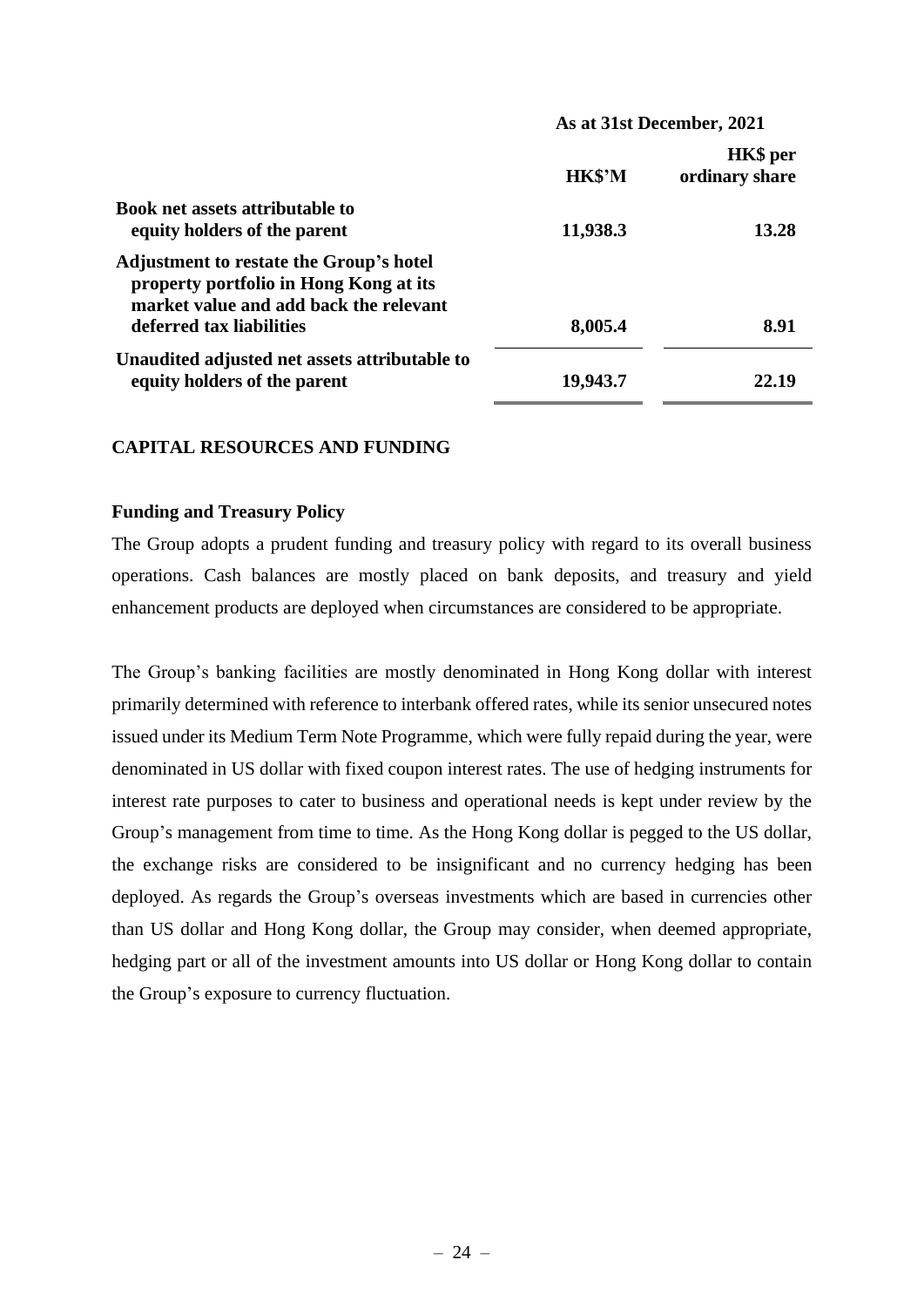| | As at 31st December, 2021 | |
|---|---|---|
| | **HK$'M** | **HK$ per ordinary share** |
| **Book net assets attributable to equity holders of the parent** | **11,938.3** | **13.28** |
| **Adjustment to restate the Group's hotel property portfolio in Hong Kong at its market value and add back the relevant deferred tax liabilities** | **8,005.4** | **8.91** |
| **Unaudited adjusted net assets attributable to equity holders of the parent** | **19,943.7** | **22.19** |

## CAPITAL RESOURCES AND FUNDING

### Funding and Treasury Policy

The Group adopts a prudent funding and treasury policy with regard to its overall business operations. Cash balances are mostly placed on bank deposits, and treasury and yield enhancement products are deployed when circumstances are considered to be appropriate.

The Group's banking facilities are mostly denominated in Hong Kong dollar with interest primarily determined with reference to interbank offered rates, while its senior unsecured notes issued under its Medium Term Note Programme, which were fully repaid during the year, were denominated in US dollar with fixed coupon interest rates. The use of hedging instruments for interest rate purposes to cater to business and operational needs is kept under review by the Group's management from time to time. As the Hong Kong dollar is pegged to the US dollar, the exchange risks are considered to be insignificant and no currency hedging has been deployed. As regards the Group's overseas investments which are based in currencies other than US dollar and Hong Kong dollar, the Group may consider, when deemed appropriate, hedging part or all of the investment amounts into US dollar or Hong Kong dollar to contain the Group's exposure to currency fluctuation.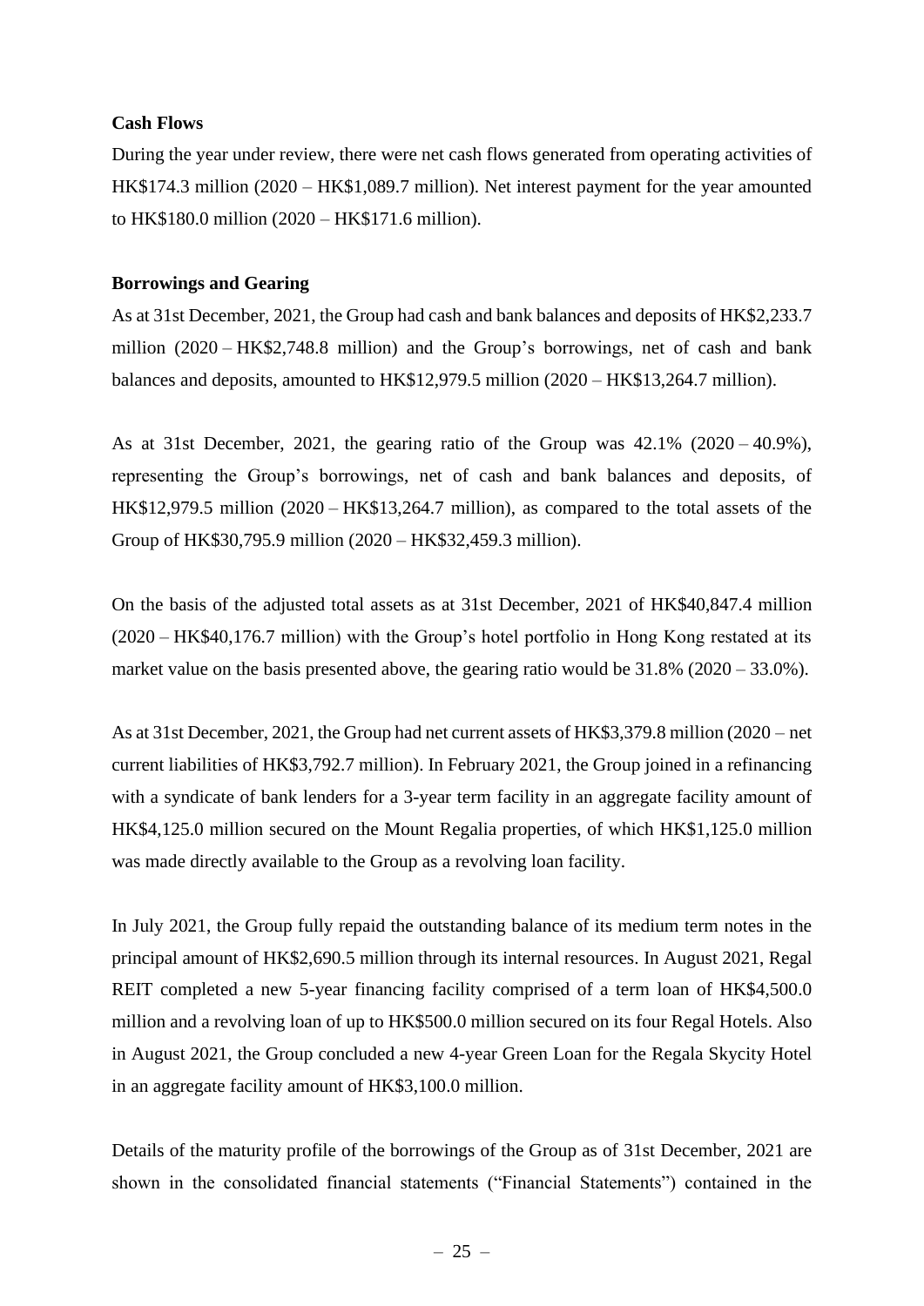**Cash Flows**

During the year under review, there were net cash flows generated from operating activities of HK$174.3 million (2020 – HK$1,089.7 million). Net interest payment for the year amounted to HK$180.0 million (2020 – HK$171.6 million).

**Borrowings and Gearing**

As at 31st December, 2021, the Group had cash and bank balances and deposits of HK$2,233.7 million (2020 – HK$2,748.8 million) and the Group's borrowings, net of cash and bank balances and deposits, amounted to HK$12,979.5 million (2020 – HK$13,264.7 million).

As at 31st December, 2021, the gearing ratio of the Group was 42.1% (2020 – 40.9%), representing the Group's borrowings, net of cash and bank balances and deposits, of HK$12,979.5 million (2020 – HK$13,264.7 million), as compared to the total assets of the Group of HK$30,795.9 million (2020 – HK$32,459.3 million).

On the basis of the adjusted total assets as at 31st December, 2021 of HK$40,847.4 million (2020 – HK$40,176.7 million) with the Group's hotel portfolio in Hong Kong restated at its market value on the basis presented above, the gearing ratio would be 31.8% (2020 – 33.0%).

As at 31st December, 2021, the Group had net current assets of HK$3,379.8 million (2020 – net current liabilities of HK$3,792.7 million). In February 2021, the Group joined in a refinancing with a syndicate of bank lenders for a 3-year term facility in an aggregate facility amount of HK$4,125.0 million secured on the Mount Regalia properties, of which HK$1,125.0 million was made directly available to the Group as a revolving loan facility.

In July 2021, the Group fully repaid the outstanding balance of its medium term notes in the principal amount of HK$2,690.5 million through its internal resources. In August 2021, Regal REIT completed a new 5-year financing facility comprised of a term loan of HK$4,500.0 million and a revolving loan of up to HK$500.0 million secured on its four Regal Hotels. Also in August 2021, the Group concluded a new 4-year Green Loan for the Regala Skycity Hotel in an aggregate facility amount of HK$3,100.0 million.

Details of the maturity profile of the borrowings of the Group as of 31st December, 2021 are shown in the consolidated financial statements ("Financial Statements") contained in the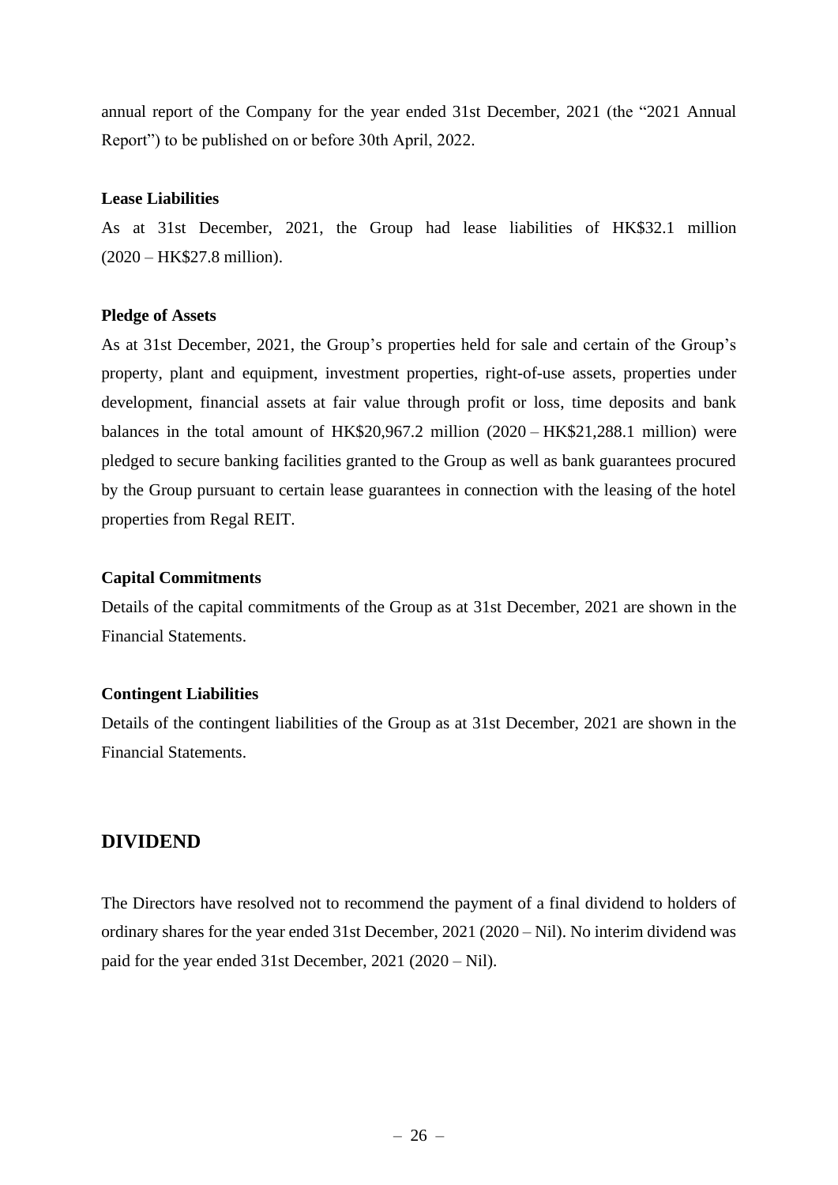annual report of the Company for the year ended 31st December, 2021 (the "2021 Annual Report") to be published on or before 30th April, 2022.

**Lease Liabilities**

As at 31st December, 2021, the Group had lease liabilities of HK$32.1 million (2020 – HK$27.8 million).

**Pledge of Assets**

As at 31st December, 2021, the Group's properties held for sale and certain of the Group's property, plant and equipment, investment properties, right-of-use assets, properties under development, financial assets at fair value through profit or loss, time deposits and bank balances in the total amount of HK$20,967.2 million (2020 – HK$21,288.1 million) were pledged to secure banking facilities granted to the Group as well as bank guarantees procured by the Group pursuant to certain lease guarantees in connection with the leasing of the hotel properties from Regal REIT.

**Capital Commitments**

Details of the capital commitments of the Group as at 31st December, 2021 are shown in the Financial Statements.

**Contingent Liabilities**

Details of the contingent liabilities of the Group as at 31st December, 2021 are shown in the Financial Statements.

## DIVIDEND

The Directors have resolved not to recommend the payment of a final dividend to holders of ordinary shares for the year ended 31st December, 2021 (2020 – Nil). No interim dividend was paid for the year ended 31st December, 2021 (2020 – Nil).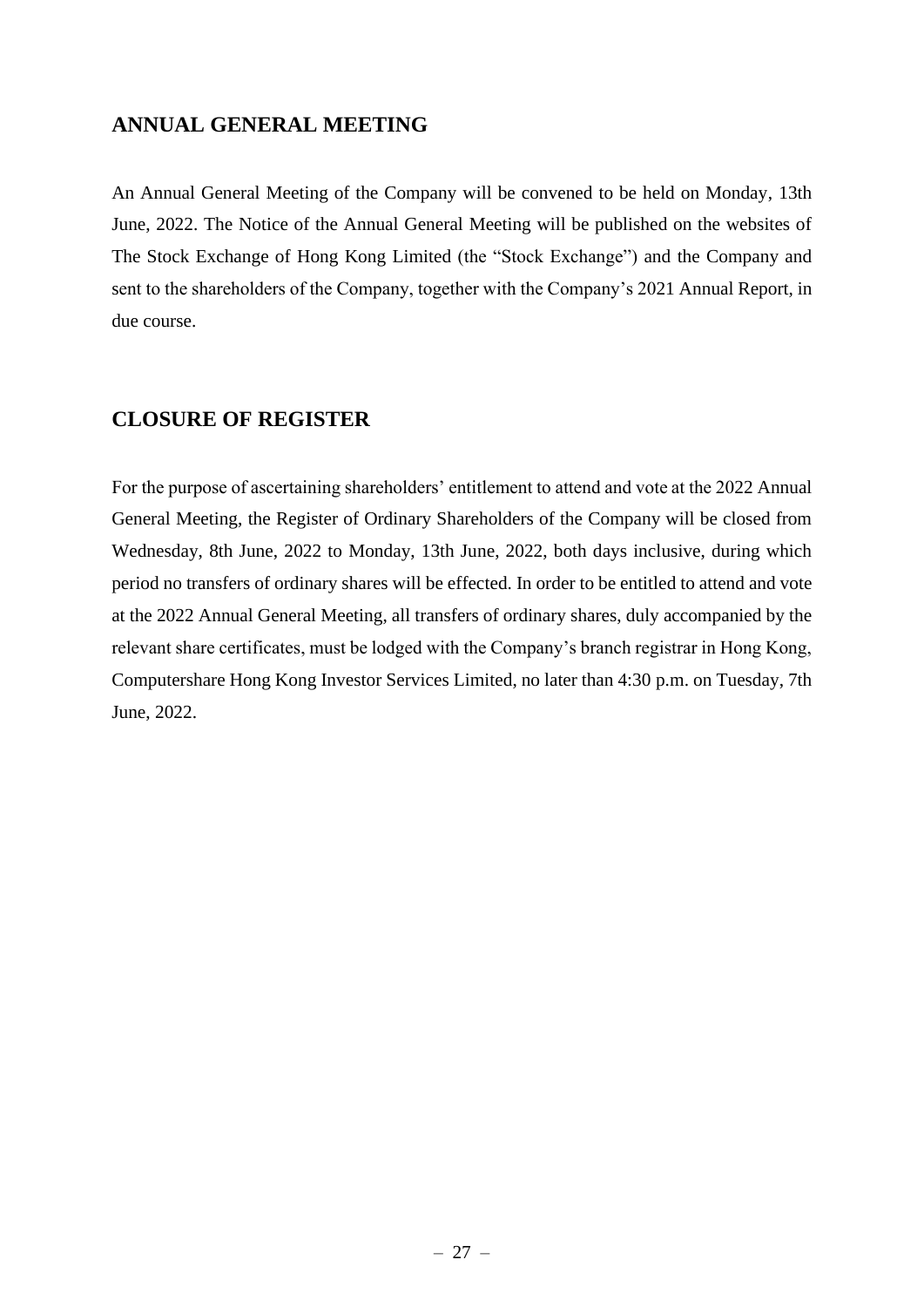## ANNUAL GENERAL MEETING

An Annual General Meeting of the Company will be convened to be held on Monday, 13th June, 2022. The Notice of the Annual General Meeting will be published on the websites of The Stock Exchange of Hong Kong Limited (the "Stock Exchange") and the Company and sent to the shareholders of the Company, together with the Company's 2021 Annual Report, in due course.

## CLOSURE OF REGISTER

For the purpose of ascertaining shareholders' entitlement to attend and vote at the 2022 Annual General Meeting, the Register of Ordinary Shareholders of the Company will be closed from Wednesday, 8th June, 2022 to Monday, 13th June, 2022, both days inclusive, during which period no transfers of ordinary shares will be effected. In order to be entitled to attend and vote at the 2022 Annual General Meeting, all transfers of ordinary shares, duly accompanied by the relevant share certificates, must be lodged with the Company's branch registrar in Hong Kong, Computershare Hong Kong Investor Services Limited, no later than 4:30 p.m. on Tuesday, 7th June, 2022.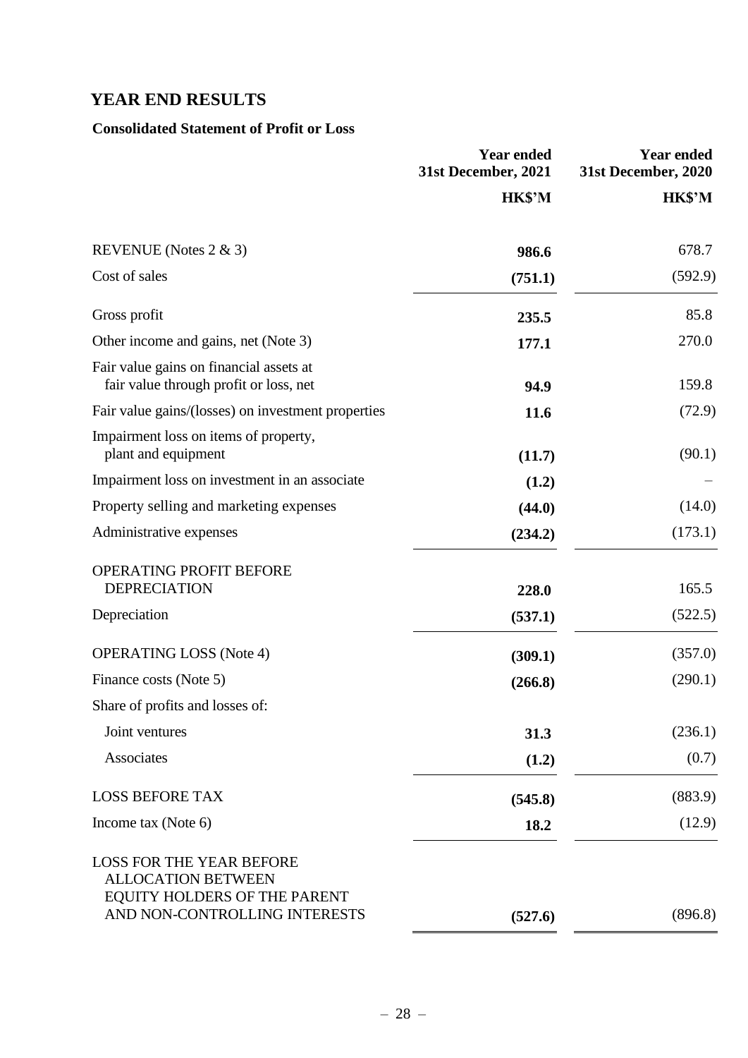# YEAR END RESULTS

## Consolidated Statement of Profit or Loss

| | Year ended 31st December, 2021 | Year ended 31st December, 2020 |
|---|---|---|
| | HK$'M | HK$'M |
| REVENUE (Notes 2 & 3) | **986.6** | 678.7 |
| Cost of sales | **(751.1)** | (592.9) |
| Gross profit | **235.5** | 85.8 |
| Other income and gains, net (Note 3) | **177.1** | 270.0 |
| Fair value gains on financial assets at fair value through profit or loss, net | **94.9** | 159.8 |
| Fair value gains/(losses) on investment properties | **11.6** | (72.9) |
| Impairment loss on items of property, plant and equipment | **(11.7)** | (90.1) |
| Impairment loss on investment in an associate | **(1.2)** | – |
| Property selling and marketing expenses | **(44.0)** | (14.0) |
| Administrative expenses | **(234.2)** | (173.1) |
| OPERATING PROFIT BEFORE DEPRECIATION | **228.0** | 165.5 |
| Depreciation | **(537.1)** | (522.5) |
| OPERATING LOSS (Note 4) | **(309.1)** | (357.0) |
| Finance costs (Note 5) | **(266.8)** | (290.1) |
| Share of profits and losses of: | | |
| Joint ventures | **31.3** | (236.1) |
| Associates | **(1.2)** | (0.7) |
| LOSS BEFORE TAX | **(545.8)** | (883.9) |
| Income tax (Note 6) | **18.2** | (12.9) |
| LOSS FOR THE YEAR BEFORE ALLOCATION BETWEEN EQUITY HOLDERS OF THE PARENT AND NON-CONTROLLING INTERESTS | **(527.6)** | (896.8) |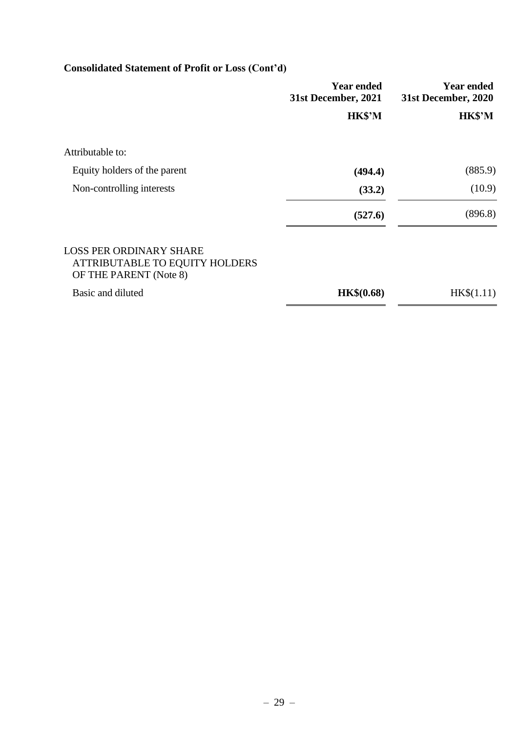## Consolidated Statement of Profit or Loss (Cont'd)

| | Year ended 31st December, 2021 | Year ended 31st December, 2020 |
|---|---|---|
| | **HK$'M** | **HK$'M** |
| Attributable to: | | |
| Equity holders of the parent | **(494.4)** | (885.9) |
| Non-controlling interests | **(33.2)** | (10.9) |
| | **(527.6)** | (896.8) |
| LOSS PER ORDINARY SHARE ATTRIBUTABLE TO EQUITY HOLDERS OF THE PARENT (Note 8) | | |
| Basic and diluted | **HK$(0.68)** | HK$(1.11) |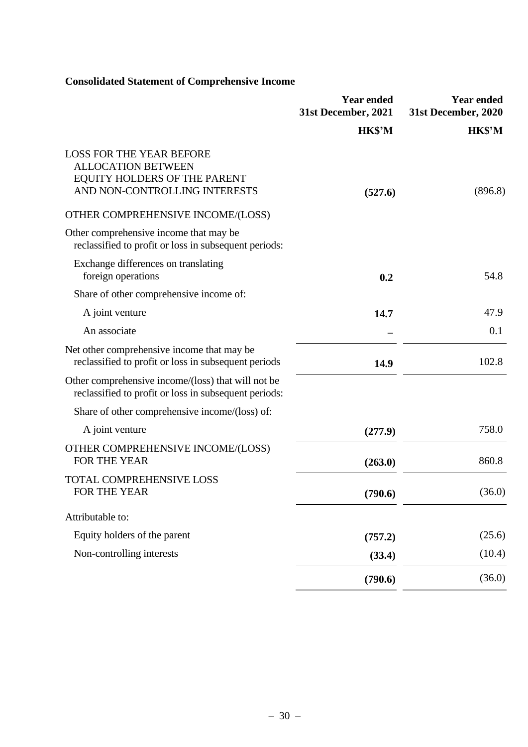**Consolidated Statement of Comprehensive Income**

| | Year ended 31st December, 2021 | Year ended 31st December, 2020 |
|---|---|---|
| | **HK$'M** | **HK$'M** |
| LOSS FOR THE YEAR BEFORE ALLOCATION BETWEEN EQUITY HOLDERS OF THE PARENT AND NON-CONTROLLING INTERESTS | **(527.6)** | (896.8) |
| OTHER COMPREHENSIVE INCOME/(LOSS) | | |
| Other comprehensive income that may be reclassified to profit or loss in subsequent periods: | | |
| Exchange differences on translating foreign operations | **0.2** | 54.8 |
| Share of other comprehensive income of: | | |
| A joint venture | **14.7** | 47.9 |
| An associate | **–** | 0.1 |
| Net other comprehensive income that may be reclassified to profit or loss in subsequent periods | **14.9** | 102.8 |
| Other comprehensive income/(loss) that will not be reclassified to profit or loss in subsequent periods: | | |
| Share of other comprehensive income/(loss) of: | | |
| A joint venture | **(277.9)** | 758.0 |
| OTHER COMPREHENSIVE INCOME/(LOSS) FOR THE YEAR | **(263.0)** | 860.8 |
| TOTAL COMPREHENSIVE LOSS FOR THE YEAR | **(790.6)** | (36.0) |
| Attributable to: | | |
| Equity holders of the parent | **(757.2)** | (25.6) |
| Non-controlling interests | **(33.4)** | (10.4) |
| | **(790.6)** | (36.0) |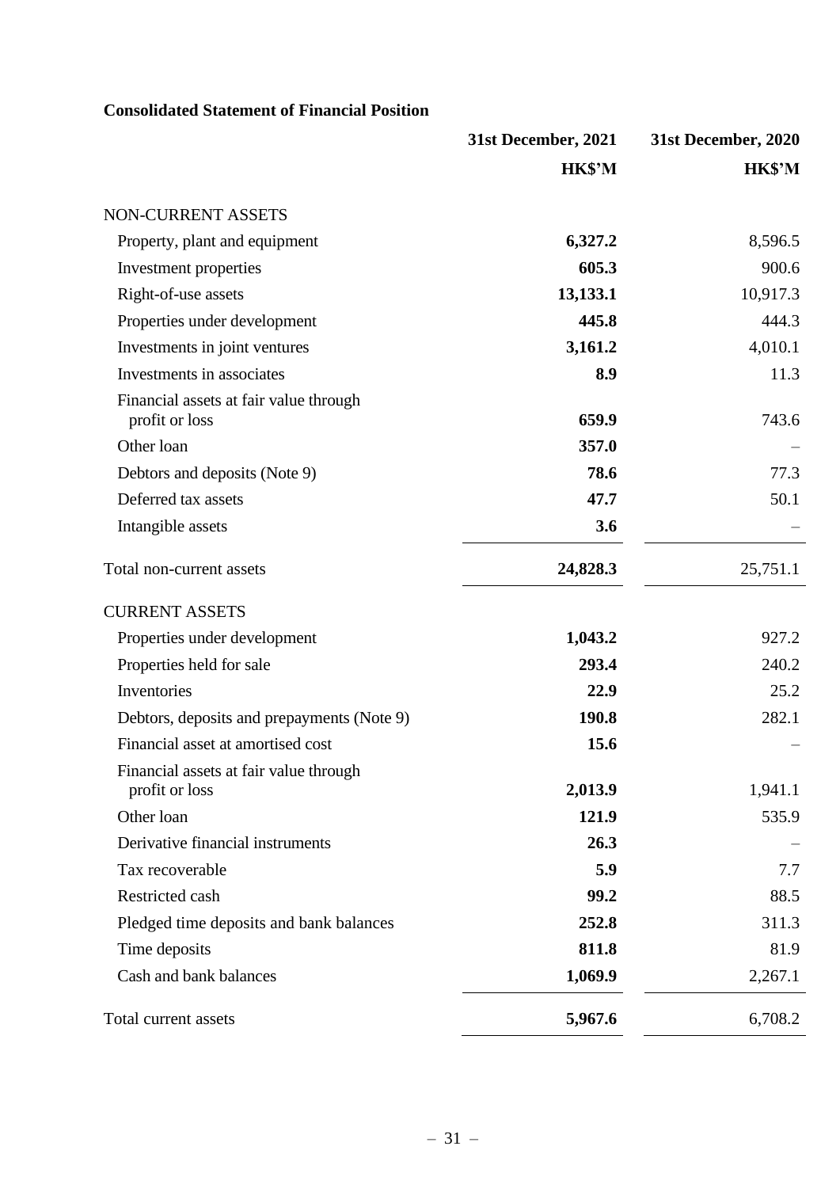**Consolidated Statement of Financial Position**

| | 31st December, 2021 | 31st December, 2020 |
|---|---|---|
| | HK$'M | HK$'M |
| NON-CURRENT ASSETS | | |
| Property, plant and equipment | **6,327.2** | 8,596.5 |
| Investment properties | **605.3** | 900.6 |
| Right-of-use assets | **13,133.1** | 10,917.3 |
| Properties under development | **445.8** | 444.3 |
| Investments in joint ventures | **3,161.2** | 4,010.1 |
| Investments in associates | **8.9** | 11.3 |
| Financial assets at fair value through profit or loss | **659.9** | 743.6 |
| Other loan | **357.0** | – |
| Debtors and deposits (Note 9) | **78.6** | 77.3 |
| Deferred tax assets | **47.7** | 50.1 |
| Intangible assets | **3.6** | – |
| Total non-current assets | **24,828.3** | 25,751.1 |
| CURRENT ASSETS | | |
| Properties under development | **1,043.2** | 927.2 |
| Properties held for sale | **293.4** | 240.2 |
| Inventories | **22.9** | 25.2 |
| Debtors, deposits and prepayments (Note 9) | **190.8** | 282.1 |
| Financial asset at amortised cost | **15.6** | – |
| Financial assets at fair value through profit or loss | **2,013.9** | 1,941.1 |
| Other loan | **121.9** | 535.9 |
| Derivative financial instruments | **26.3** | – |
| Tax recoverable | **5.9** | 7.7 |
| Restricted cash | **99.2** | 88.5 |
| Pledged time deposits and bank balances | **252.8** | 311.3 |
| Time deposits | **811.8** | 81.9 |
| Cash and bank balances | **1,069.9** | 2,267.1 |
| Total current assets | **5,967.6** | 6,708.2 |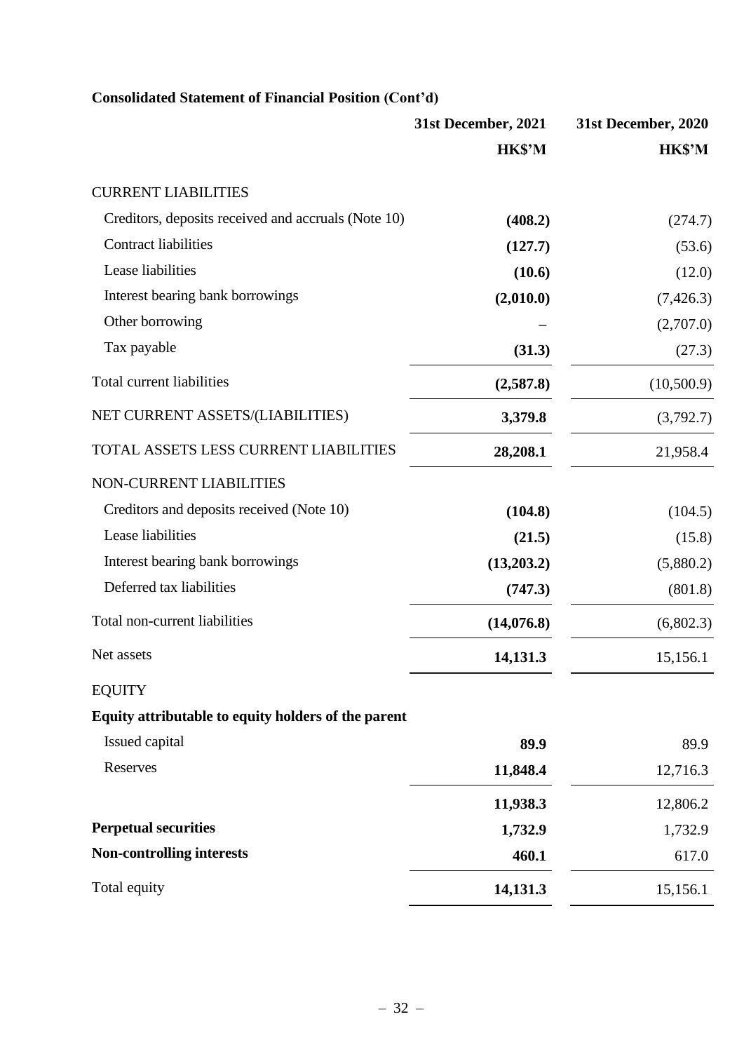**Consolidated Statement of Financial Position (Cont'd)**

| | 31st December, 2021 | 31st December, 2020 |
|---|---|---|
| | HK$'M | HK$'M |
| CURRENT LIABILITIES | | |
| Creditors, deposits received and accruals (Note 10) | **(408.2)** | (274.7) |
| Contract liabilities | **(127.7)** | (53.6) |
| Lease liabilities | **(10.6)** | (12.0) |
| Interest bearing bank borrowings | **(2,010.0)** | (7,426.3) |
| Other borrowing | **–** | (2,707.0) |
| Tax payable | **(31.3)** | (27.3) |
| Total current liabilities | **(2,587.8)** | (10,500.9) |
| NET CURRENT ASSETS/(LIABILITIES) | **3,379.8** | (3,792.7) |
| TOTAL ASSETS LESS CURRENT LIABILITIES | **28,208.1** | 21,958.4 |
| NON-CURRENT LIABILITIES | | |
| Creditors and deposits received (Note 10) | **(104.8)** | (104.5) |
| Lease liabilities | **(21.5)** | (15.8) |
| Interest bearing bank borrowings | **(13,203.2)** | (5,880.2) |
| Deferred tax liabilities | **(747.3)** | (801.8) |
| Total non-current liabilities | **(14,076.8)** | (6,802.3) |
| Net assets | **14,131.3** | 15,156.1 |
| EQUITY | | |
| **Equity attributable to equity holders of the parent** | | |
| Issued capital | **89.9** | 89.9 |
| Reserves | **11,848.4** | 12,716.3 |
| | **11,938.3** | 12,806.2 |
| **Perpetual securities** | **1,732.9** | 1,732.9 |
| **Non-controlling interests** | **460.1** | 617.0 |
| Total equity | **14,131.3** | 15,156.1 |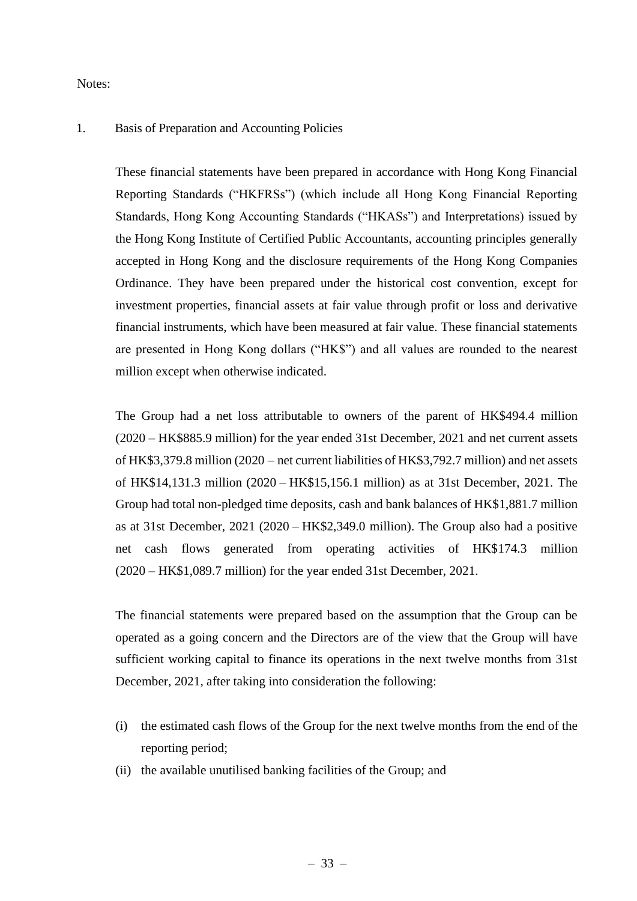Notes:

1. Basis of Preparation and Accounting Policies

These financial statements have been prepared in accordance with Hong Kong Financial Reporting Standards ("HKFRSs") (which include all Hong Kong Financial Reporting Standards, Hong Kong Accounting Standards ("HKASs") and Interpretations) issued by the Hong Kong Institute of Certified Public Accountants, accounting principles generally accepted in Hong Kong and the disclosure requirements of the Hong Kong Companies Ordinance. They have been prepared under the historical cost convention, except for investment properties, financial assets at fair value through profit or loss and derivative financial instruments, which have been measured at fair value. These financial statements are presented in Hong Kong dollars ("HK$") and all values are rounded to the nearest million except when otherwise indicated.

The Group had a net loss attributable to owners of the parent of HK$494.4 million (2020 – HK$885.9 million) for the year ended 31st December, 2021 and net current assets of HK$3,379.8 million (2020 – net current liabilities of HK$3,792.7 million) and net assets of HK$14,131.3 million (2020 – HK$15,156.1 million) as at 31st December, 2021. The Group had total non-pledged time deposits, cash and bank balances of HK$1,881.7 million as at 31st December, 2021 (2020 – HK$2,349.0 million). The Group also had a positive net cash flows generated from operating activities of HK$174.3 million (2020 – HK$1,089.7 million) for the year ended 31st December, 2021.

The financial statements were prepared based on the assumption that the Group can be operated as a going concern and the Directors are of the view that the Group will have sufficient working capital to finance its operations in the next twelve months from 31st December, 2021, after taking into consideration the following:

(i) the estimated cash flows of the Group for the next twelve months from the end of the reporting period;
(ii) the available unutilised banking facilities of the Group; and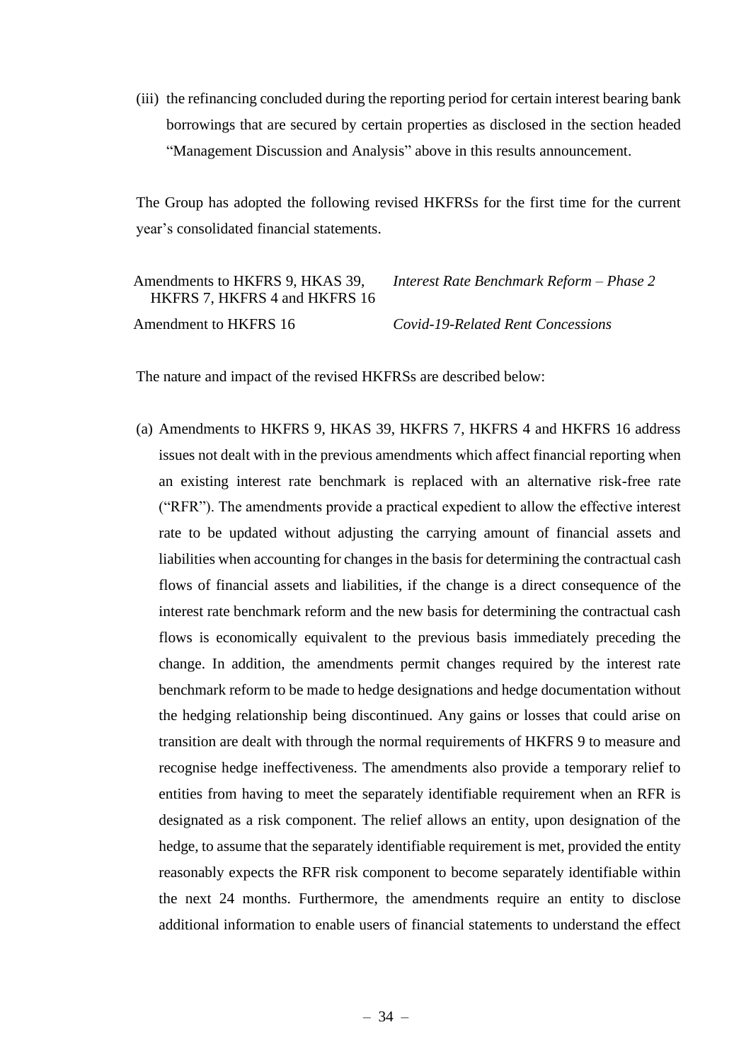(iii) the refinancing concluded during the reporting period for certain interest bearing bank borrowings that are secured by certain properties as disclosed in the section headed "Management Discussion and Analysis" above in this results announcement.

The Group has adopted the following revised HKFRSs for the first time for the current year's consolidated financial statements.

| | |
|---|---|
| Amendments to HKFRS 9, HKAS 39, HKFRS 7, HKFRS 4 and HKFRS 16 | *Interest Rate Benchmark Reform – Phase 2* |
| Amendment to HKFRS 16 | *Covid-19-Related Rent Concessions* |

The nature and impact of the revised HKFRSs are described below:

(a) Amendments to HKFRS 9, HKAS 39, HKFRS 7, HKFRS 4 and HKFRS 16 address issues not dealt with in the previous amendments which affect financial reporting when an existing interest rate benchmark is replaced with an alternative risk-free rate ("RFR"). The amendments provide a practical expedient to allow the effective interest rate to be updated without adjusting the carrying amount of financial assets and liabilities when accounting for changes in the basis for determining the contractual cash flows of financial assets and liabilities, if the change is a direct consequence of the interest rate benchmark reform and the new basis for determining the contractual cash flows is economically equivalent to the previous basis immediately preceding the change. In addition, the amendments permit changes required by the interest rate benchmark reform to be made to hedge designations and hedge documentation without the hedging relationship being discontinued. Any gains or losses that could arise on transition are dealt with through the normal requirements of HKFRS 9 to measure and recognise hedge ineffectiveness. The amendments also provide a temporary relief to entities from having to meet the separately identifiable requirement when an RFR is designated as a risk component. The relief allows an entity, upon designation of the hedge, to assume that the separately identifiable requirement is met, provided the entity reasonably expects the RFR risk component to become separately identifiable within the next 24 months. Furthermore, the amendments require an entity to disclose additional information to enable users of financial statements to understand the effect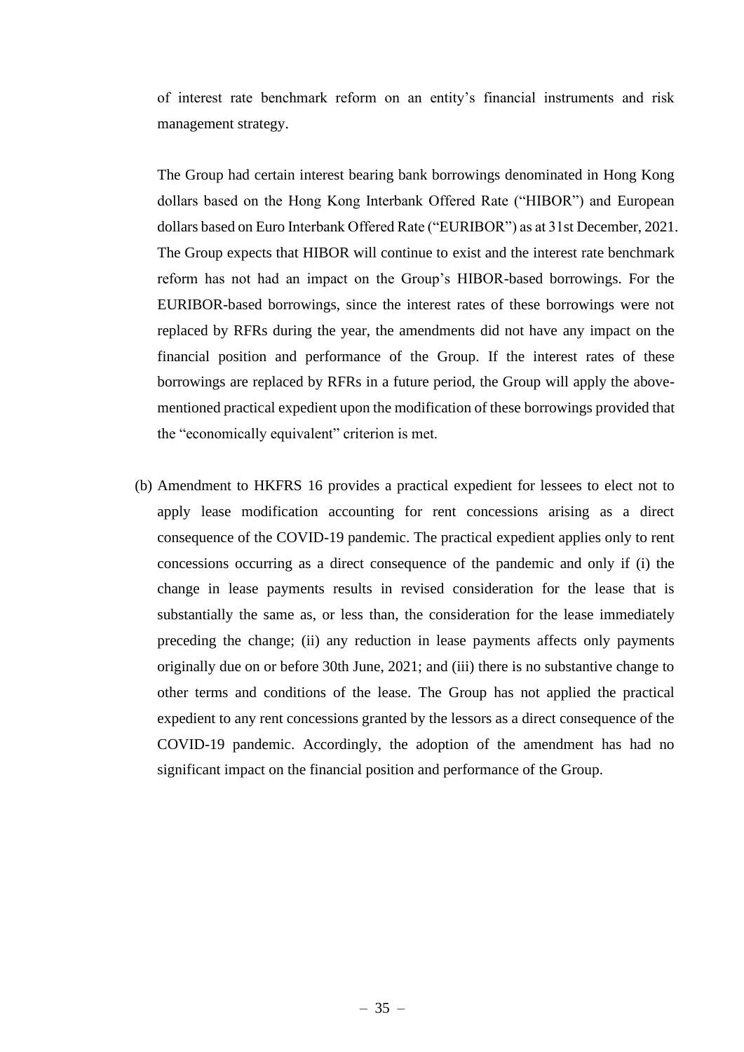of interest rate benchmark reform on an entity's financial instruments and risk management strategy.

The Group had certain interest bearing bank borrowings denominated in Hong Kong dollars based on the Hong Kong Interbank Offered Rate ("HIBOR") and European dollars based on Euro Interbank Offered Rate ("EURIBOR") as at 31st December, 2021. The Group expects that HIBOR will continue to exist and the interest rate benchmark reform has not had an impact on the Group's HIBOR-based borrowings. For the EURIBOR-based borrowings, since the interest rates of these borrowings were not replaced by RFRs during the year, the amendments did not have any impact on the financial position and performance of the Group. If the interest rates of these borrowings are replaced by RFRs in a future period, the Group will apply the above-mentioned practical expedient upon the modification of these borrowings provided that the "economically equivalent" criterion is met.

(b) Amendment to HKFRS 16 provides a practical expedient for lessees to elect not to apply lease modification accounting for rent concessions arising as a direct consequence of the COVID-19 pandemic. The practical expedient applies only to rent concessions occurring as a direct consequence of the pandemic and only if (i) the change in lease payments results in revised consideration for the lease that is substantially the same as, or less than, the consideration for the lease immediately preceding the change; (ii) any reduction in lease payments affects only payments originally due on or before 30th June, 2021; and (iii) there is no substantive change to other terms and conditions of the lease. The Group has not applied the practical expedient to any rent concessions granted by the lessors as a direct consequence of the COVID-19 pandemic. Accordingly, the adoption of the amendment has had no significant impact on the financial position and performance of the Group.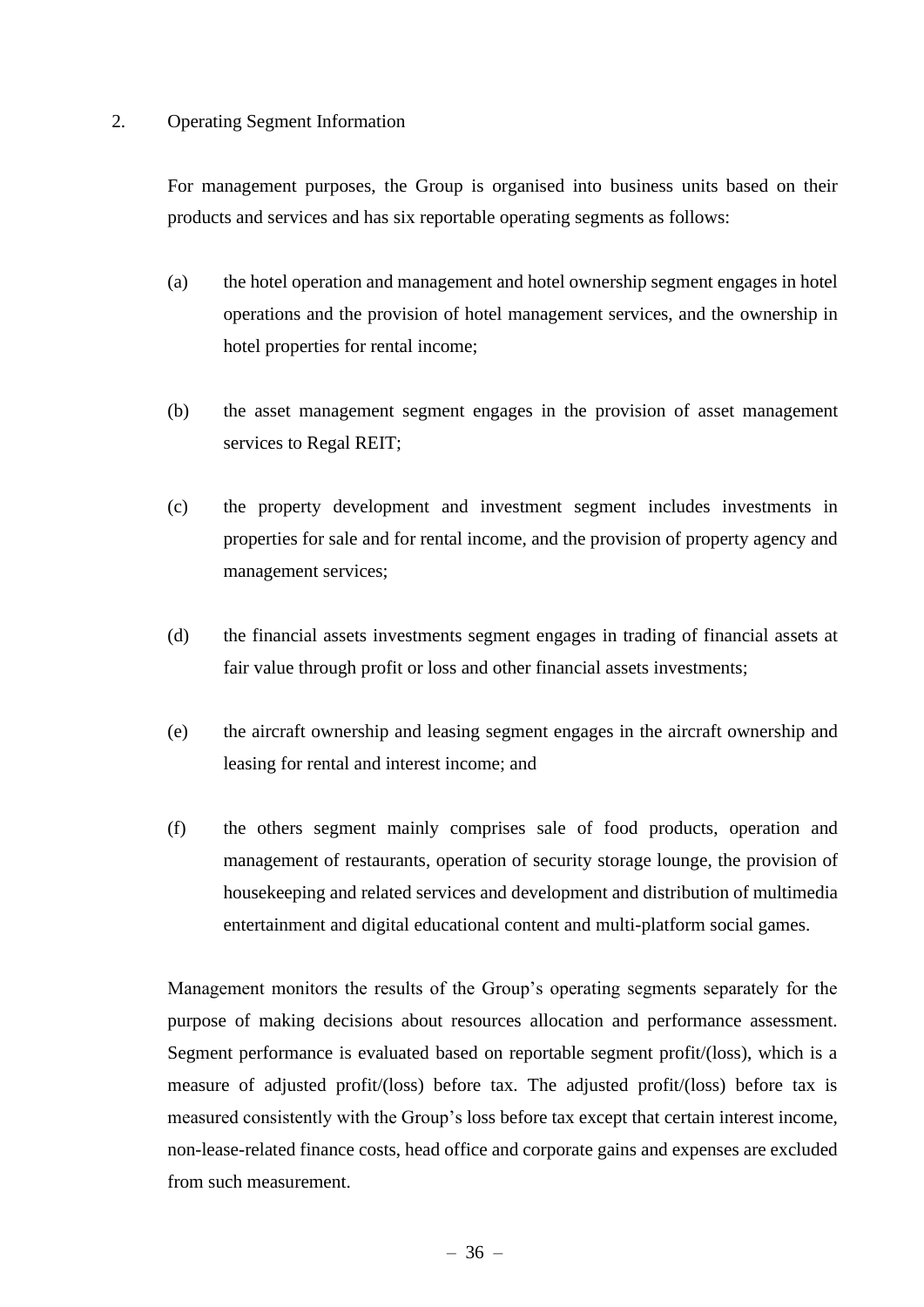## 2. Operating Segment Information

For management purposes, the Group is organised into business units based on their products and services and has six reportable operating segments as follows:

(a) the hotel operation and management and hotel ownership segment engages in hotel operations and the provision of hotel management services, and the ownership in hotel properties for rental income;

(b) the asset management segment engages in the provision of asset management services to Regal REIT;

(c) the property development and investment segment includes investments in properties for sale and for rental income, and the provision of property agency and management services;

(d) the financial assets investments segment engages in trading of financial assets at fair value through profit or loss and other financial assets investments;

(e) the aircraft ownership and leasing segment engages in the aircraft ownership and leasing for rental and interest income; and

(f) the others segment mainly comprises sale of food products, operation and management of restaurants, operation of security storage lounge, the provision of housekeeping and related services and development and distribution of multimedia entertainment and digital educational content and multi-platform social games.

Management monitors the results of the Group's operating segments separately for the purpose of making decisions about resources allocation and performance assessment. Segment performance is evaluated based on reportable segment profit/(loss), which is a measure of adjusted profit/(loss) before tax. The adjusted profit/(loss) before tax is measured consistently with the Group's loss before tax except that certain interest income, non-lease-related finance costs, head office and corporate gains and expenses are excluded from such measurement.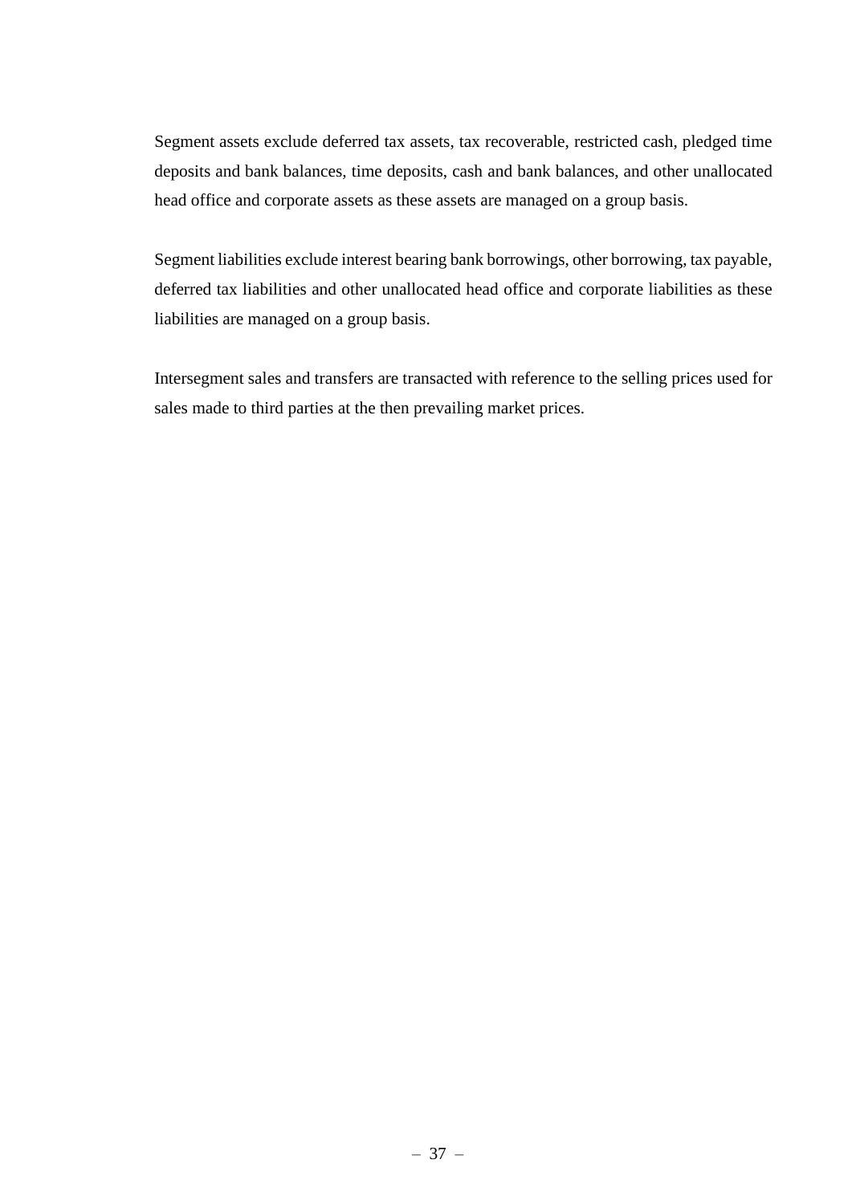Segment assets exclude deferred tax assets, tax recoverable, restricted cash, pledged time deposits and bank balances, time deposits, cash and bank balances, and other unallocated head office and corporate assets as these assets are managed on a group basis.

Segment liabilities exclude interest bearing bank borrowings, other borrowing, tax payable, deferred tax liabilities and other unallocated head office and corporate liabilities as these liabilities are managed on a group basis.

Intersegment sales and transfers are transacted with reference to the selling prices used for sales made to third parties at the then prevailing market prices.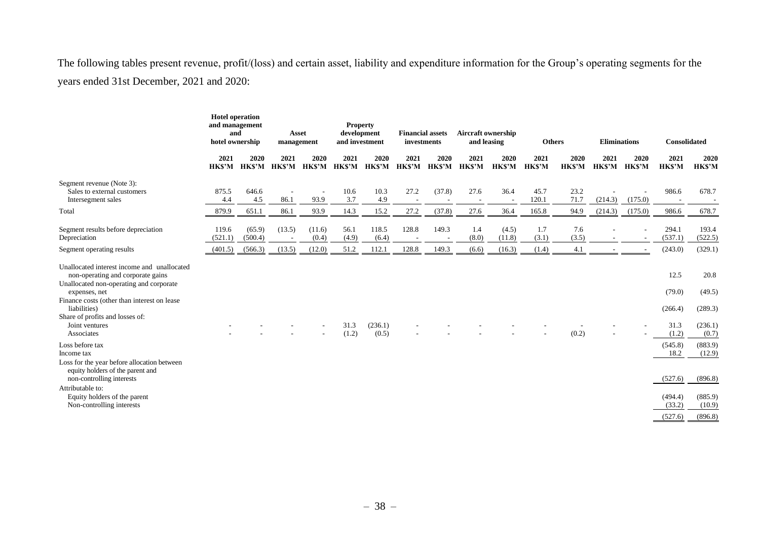The following tables present revenue, profit/(loss) and certain asset, liability and expenditure information for the Group's operating segments for the years ended 31st December, 2021 and 2020:

| | Hotel operation and management and hotel ownership | | Asset management | | Property development and investment | | Financial assets investments | | Aircraft ownership and leasing | | Others | | Eliminations | | Consolidated | |
|---|---|---|---|---|---|---|---|---|---|---|---|---|---|---|---|---|
| | 2021 HK$'M | 2020 HK$'M | 2021 HK$'M | 2020 HK$'M | 2021 HK$'M | 2020 HK$'M | 2021 HK$'M | 2020 HK$'M | 2021 HK$'M | 2020 HK$'M | 2021 HK$'M | 2020 HK$'M | 2021 HK$'M | 2020 HK$'M | 2021 HK$'M | 2020 HK$'M |
| Segment revenue (Note 3): | | | | | | | | | | | | | | | | |
| Sales to external customers | 875.5 | 646.6 | - | - | 10.6 | 10.3 | 27.2 | (37.8) | 27.6 | 36.4 | 45.7 | 23.2 | - | - | 986.6 | 678.7 |
| Intersegment sales | 4.4 | 4.5 | 86.1 | 93.9 | 3.7 | 4.9 | - | - | - | - | 120.1 | 71.7 | (214.3) | (175.0) | - | - |
| Total | 879.9 | 651.1 | 86.1 | 93.9 | 14.3 | 15.2 | 27.2 | (37.8) | 27.6 | 36.4 | 165.8 | 94.9 | (214.3) | (175.0) | 986.6 | 678.7 |
| Segment results before depreciation | 119.6 | (65.9) | (13.5) | (11.6) | 56.1 | 118.5 | 128.8 | 149.3 | 1.4 | (4.5) | 1.7 | 7.6 | - | - | 294.1 | 193.4 |
| Depreciation | (521.1) | (500.4) | - | (0.4) | (4.9) | (6.4) | - | - | (8.0) | (11.8) | (3.1) | (3.5) | - | - | (537.1) | (522.5) |
| Segment operating results | (401.5) | (566.3) | (13.5) | (12.0) | 51.2 | 112.1 | 128.8 | 149.3 | (6.6) | (16.3) | (1.4) | 4.1 | - | - | (243.0) | (329.1) |
| Unallocated interest income and unallocated non-operating and corporate gains | | | | | | | | | | | | | | | 12.5 | 20.8 |
| Unallocated non-operating and corporate expenses, net | | | | | | | | | | | | | | | (79.0) | (49.5) |
| Finance costs (other than interest on lease liabilities) | | | | | | | | | | | | | | | (266.4) | (289.3) |
| Share of profits and losses of: | | | | | | | | | | | | | | | | |
| Joint ventures | - | - | - | - | 31.3 | (236.1) | - | - | - | - | - | - | - | - | 31.3 | (236.1) |
| Associates | - | - | - | - | (1.2) | (0.5) | - | - | - | - | - | (0.2) | - | - | (1.2) | (0.7) |
| Loss before tax | | | | | | | | | | | | | | | (545.8) | (883.9) |
| Income tax | | | | | | | | | | | | | | | 18.2 | (12.9) |
| Loss for the year before allocation between equity holders of the parent and non-controlling interests | | | | | | | | | | | | | | | (527.6) | (896.8) |
| Attributable to: | | | | | | | | | | | | | | | | |
| Equity holders of the parent | | | | | | | | | | | | | | | (494.4) | (885.9) |
| Non-controlling interests | | | | | | | | | | | | | | | (33.2) | (10.9) |
| | | | | | | | | | | | | | | | (527.6) | (896.8) |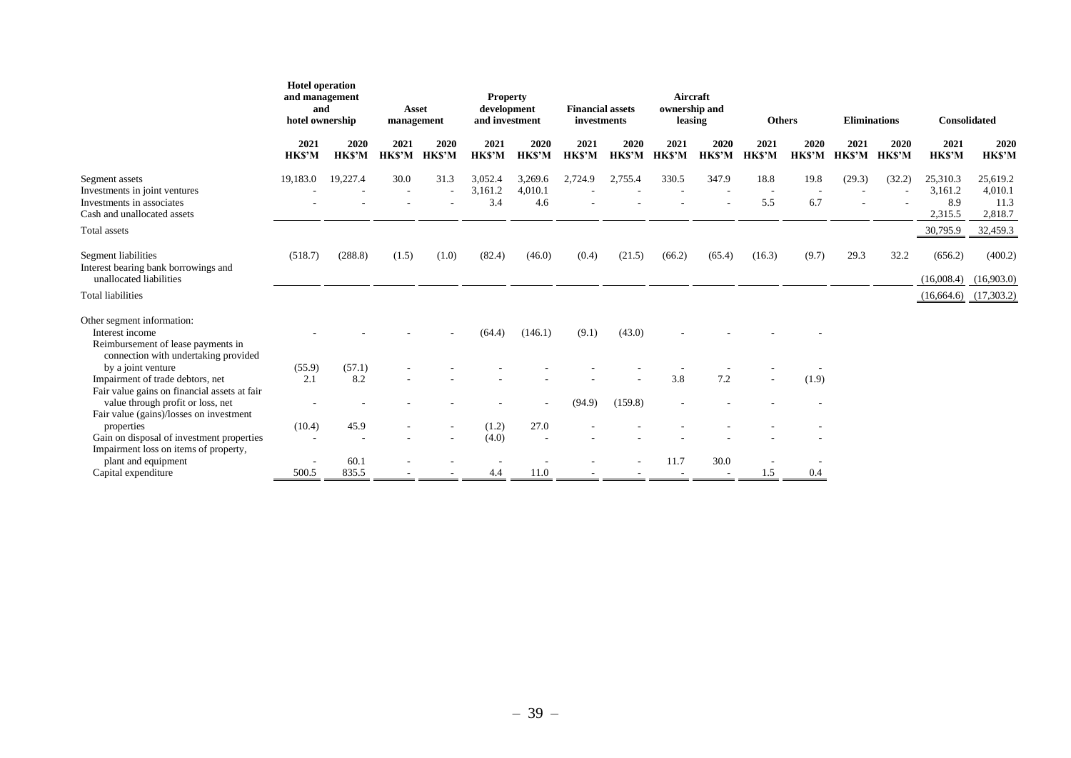| | Hotel operation and management and hotel ownership | | Asset management | | Property development and investment | | Financial assets investments | | Aircraft ownership and leasing | | Others | | Eliminations | | Consolidated | |
|---|---|---|---|---|---|---|---|---|---|---|---|---|---|---|---|---|
| | 2021 HK$'M | 2020 HK$'M | 2021 HK$'M | 2020 HK$'M | 2021 HK$'M | 2020 HK$'M | 2021 HK$'M | 2020 HK$'M | 2021 HK$'M | 2020 HK$'M | 2021 HK$'M | 2020 HK$'M | 2021 HK$'M | 2020 HK$'M | 2021 HK$'M | 2020 HK$'M |
| Segment assets | 19,183.0 | 19,227.4 | 30.0 | 31.3 | 3,052.4 | 3,269.6 | 2,724.9 | 2,755.4 | 330.5 | 347.9 | 18.8 | 19.8 | (29.3) | (32.2) | 25,310.3 | 25,619.2 |
| Investments in joint ventures | - | - | - | - | 3,161.2 | 4,010.1 | - | - | - | - | - | - | - | - | 3,161.2 | 4,010.1 |
| Investments in associates | - | - | - | - | 3.4 | 4.6 | - | - | - | - | 5.5 | 6.7 | - | - | 8.9 | 11.3 |
| Cash and unallocated assets | | | | | | | | | | | | | | | 2,315.5 | 2,818.7 |
| Total assets | | | | | | | | | | | | | | | 30,795.9 | 32,459.3 |
| Segment liabilities | (518.7) | (288.8) | (1.5) | (1.0) | (82.4) | (46.0) | (0.4) | (21.5) | (66.2) | (65.4) | (16.3) | (9.7) | 29.3 | 32.2 | (656.2) | (400.2) |
| Interest bearing bank borrowings and unallocated liabilities | | | | | | | | | | | | | | | (16,008.4) | (16,903.0) |
| Total liabilities | | | | | | | | | | | | | | | (16,664.6) | (17,303.2) |
| Other segment information: | | | | | | | | | | | | | | | | |
| Interest income | - | - | - | - | (64.4) | (146.1) | (9.1) | (43.0) | - | - | - | - | | | | |
| Reimbursement of lease payments in connection with undertaking provided by a joint venture | (55.9) | (57.1) | - | - | - | - | - | - | - | - | - | - | | | | |
| Impairment of trade debtors, net | 2.1 | 8.2 | - | - | - | - | - | - | 3.8 | 7.2 | - | (1.9) | | | | |
| Fair value gains on financial assets at fair value through profit or loss, net | - | - | - | - | - | - | (94.9) | (159.8) | - | - | - | - | | | | |
| Fair value (gains)/losses on investment properties | (10.4) | 45.9 | - | - | (1.2) | 27.0 | - | - | - | - | - | - | | | | |
| Gain on disposal of investment properties | - | - | - | - | (4.0) | - | - | - | - | - | - | - | | | | |
| Impairment loss on items of property, plant and equipment | - | 60.1 | - | - | - | - | - | - | 11.7 | 30.0 | - | - | | | | |
| Capital expenditure | 500.5 | 835.5 | - | - | 4.4 | 11.0 | - | - | - | - | 1.5 | 0.4 | | | | |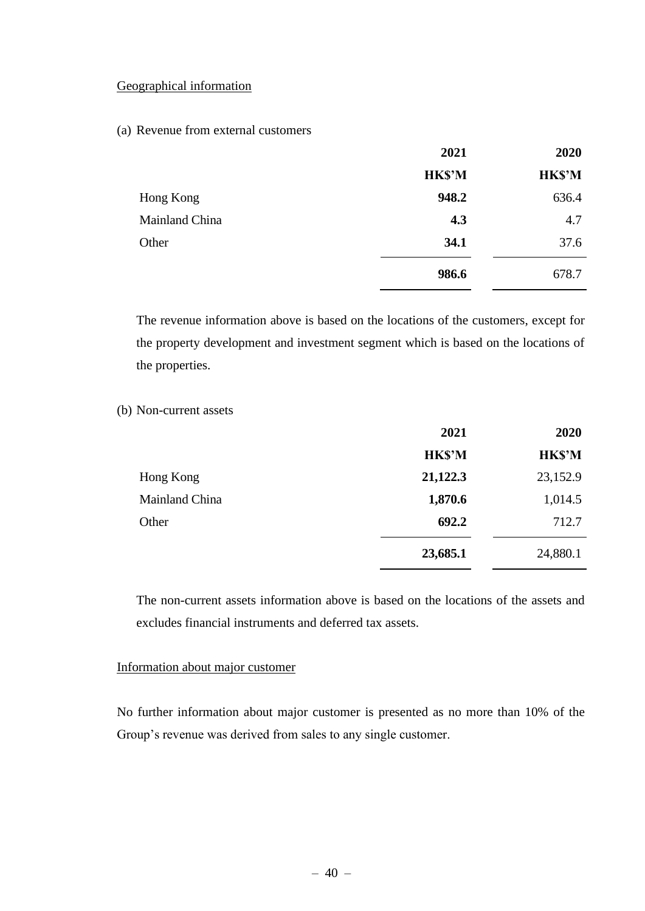Geographical information

(a) Revenue from external customers

| | 2021 | 2020 |
|---|---|---|
| | HK$'M | HK$'M |
| Hong Kong | **948.2** | 636.4 |
| Mainland China | **4.3** | 4.7 |
| Other | **34.1** | 37.6 |
| | **986.6** | 678.7 |

The revenue information above is based on the locations of the customers, except for the property development and investment segment which is based on the locations of the properties.

(b) Non-current assets

| | 2021 | 2020 |
|---|---|---|
| | HK$'M | HK$'M |
| Hong Kong | **21,122.3** | 23,152.9 |
| Mainland China | **1,870.6** | 1,014.5 |
| Other | **692.2** | 712.7 |
| | **23,685.1** | 24,880.1 |

The non-current assets information above is based on the locations of the assets and excludes financial instruments and deferred tax assets.

Information about major customer

No further information about major customer is presented as no more than 10% of the Group's revenue was derived from sales to any single customer.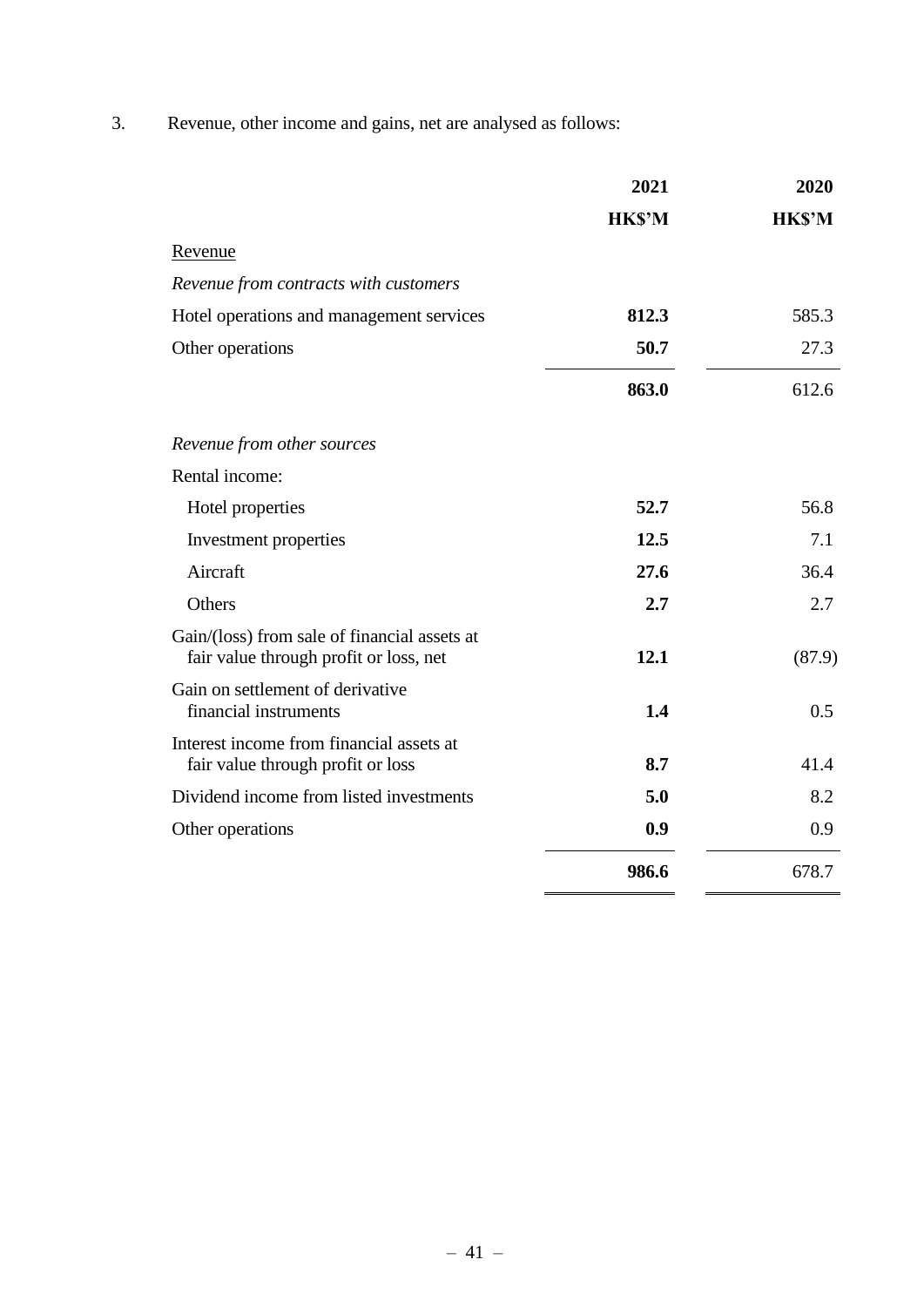3. Revenue, other income and gains, net are analysed as follows:

| | 2021 | 2020 |
|---|---|---|
| | HK$'M | HK$'M |
| Revenue | | |
| *Revenue from contracts with customers* | | |
| Hotel operations and management services | **812.3** | 585.3 |
| Other operations | **50.7** | 27.3 |
| | **863.0** | 612.6 |
| *Revenue from other sources* | | |
| Rental income: | | |
| Hotel properties | **52.7** | 56.8 |
| Investment properties | **12.5** | 7.1 |
| Aircraft | **27.6** | 36.4 |
| Others | **2.7** | 2.7 |
| Gain/(loss) from sale of financial assets at fair value through profit or loss, net | **12.1** | (87.9) |
| Gain on settlement of derivative financial instruments | **1.4** | 0.5 |
| Interest income from financial assets at fair value through profit or loss | **8.7** | 41.4 |
| Dividend income from listed investments | **5.0** | 8.2 |
| Other operations | **0.9** | 0.9 |
| | **986.6** | 678.7 |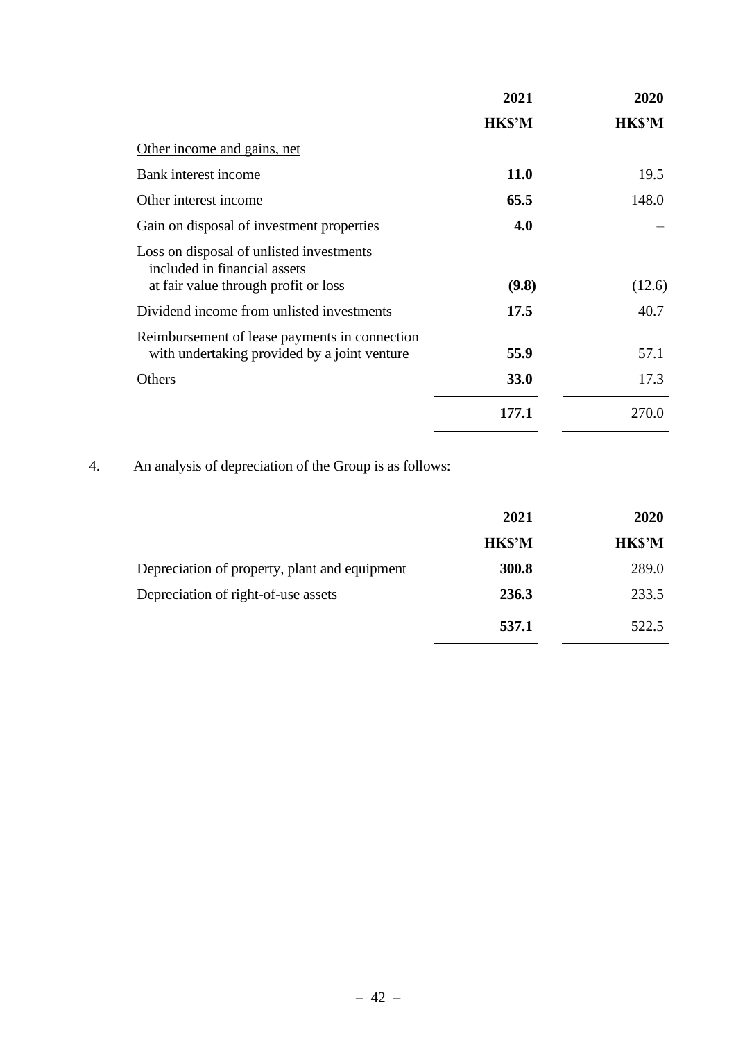| | 2021 | 2020 |
|---|---|---|
| | **HK$'M** | **HK$'M** |
| Other income and gains, net | | |
| Bank interest income | **11.0** | 19.5 |
| Other interest income | **65.5** | 148.0 |
| Gain on disposal of investment properties | **4.0** | – |
| Loss on disposal of unlisted investments included in financial assets at fair value through profit or loss | **(9.8)** | (12.6) |
| Dividend income from unlisted investments | **17.5** | 40.7 |
| Reimbursement of lease payments in connection with undertaking provided by a joint venture | **55.9** | 57.1 |
| Others | **33.0** | 17.3 |
| | **177.1** | 270.0 |

4. An analysis of depreciation of the Group is as follows:

| | 2021 | 2020 |
|---|---|---|
| | **HK$'M** | **HK$'M** |
| Depreciation of property, plant and equipment | **300.8** | 289.0 |
| Depreciation of right-of-use assets | **236.3** | 233.5 |
| | **537.1** | 522.5 |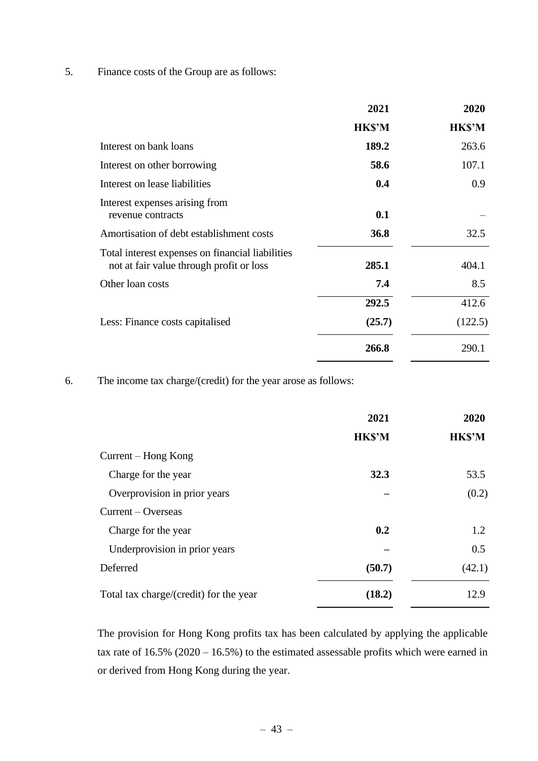5. Finance costs of the Group are as follows:

| | 2021 | 2020 |
|---|---|---|
| | HK$'M | HK$'M |
| Interest on bank loans | **189.2** | 263.6 |
| Interest on other borrowing | **58.6** | 107.1 |
| Interest on lease liabilities | **0.4** | 0.9 |
| Interest expenses arising from revenue contracts | **0.1** | – |
| Amortisation of debt establishment costs | **36.8** | 32.5 |
| Total interest expenses on financial liabilities not at fair value through profit or loss | **285.1** | 404.1 |
| Other loan costs | **7.4** | 8.5 |
| | **292.5** | 412.6 |
| Less: Finance costs capitalised | **(25.7)** | (122.5) |
| | **266.8** | 290.1 |

6. The income tax charge/(credit) for the year arose as follows:

| | 2021 | 2020 |
|---|---|---|
| | HK$'M | HK$'M |
| Current – Hong Kong | | |
| Charge for the year | **32.3** | 53.5 |
| Overprovision in prior years | **–** | (0.2) |
| Current – Overseas | | |
| Charge for the year | **0.2** | 1.2 |
| Underprovision in prior years | **–** | 0.5 |
| Deferred | **(50.7)** | (42.1) |
| Total tax charge/(credit) for the year | **(18.2)** | 12.9 |

The provision for Hong Kong profits tax has been calculated by applying the applicable tax rate of 16.5% (2020 – 16.5%) to the estimated assessable profits which were earned in or derived from Hong Kong during the year.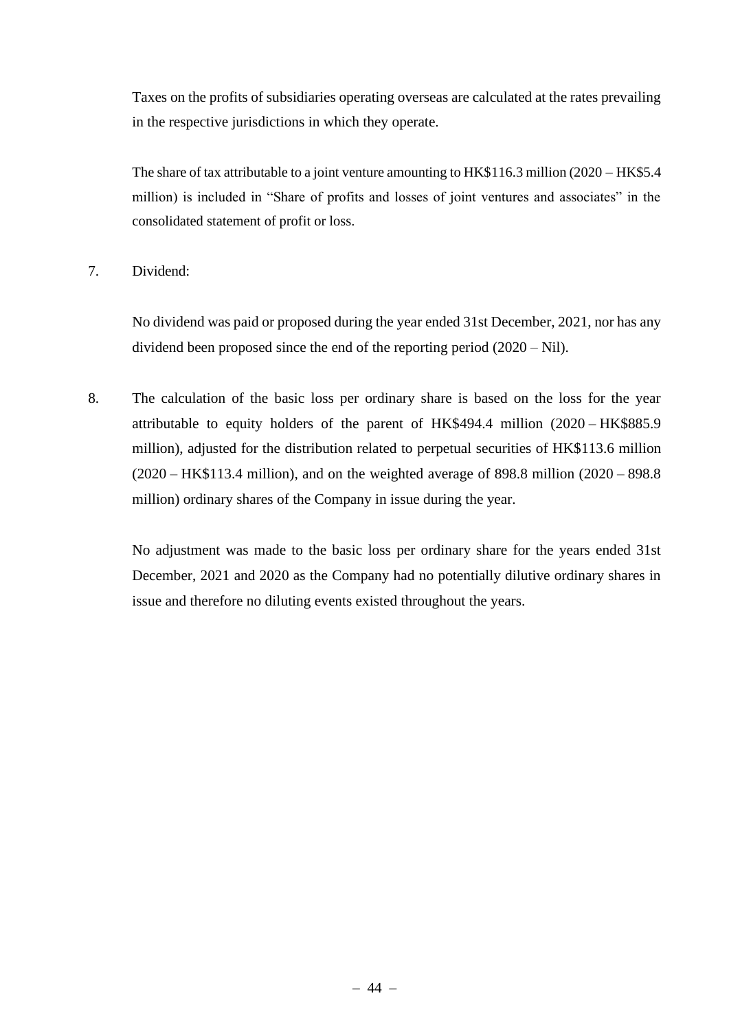Taxes on the profits of subsidiaries operating overseas are calculated at the rates prevailing in the respective jurisdictions in which they operate.

The share of tax attributable to a joint venture amounting to HK$116.3 million (2020 – HK$5.4 million) is included in "Share of profits and losses of joint ventures and associates" in the consolidated statement of profit or loss.

7. Dividend:

   No dividend was paid or proposed during the year ended 31st December, 2021, nor has any dividend been proposed since the end of the reporting period (2020 – Nil).

8. The calculation of the basic loss per ordinary share is based on the loss for the year attributable to equity holders of the parent of HK$494.4 million (2020 – HK$885.9 million), adjusted for the distribution related to perpetual securities of HK$113.6 million (2020 – HK$113.4 million), and on the weighted average of 898.8 million (2020 – 898.8 million) ordinary shares of the Company in issue during the year.

   No adjustment was made to the basic loss per ordinary share for the years ended 31st December, 2021 and 2020 as the Company had no potentially dilutive ordinary shares in issue and therefore no diluting events existed throughout the years.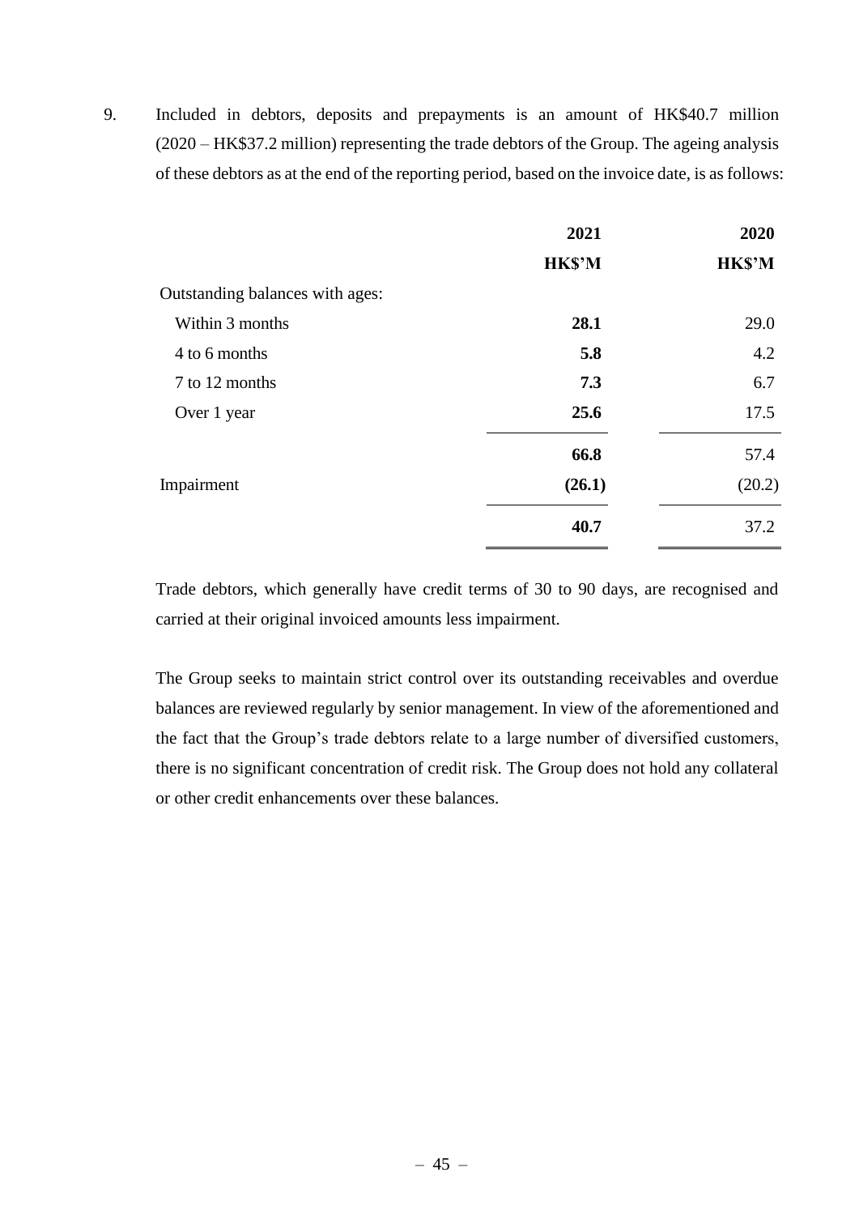9. Included in debtors, deposits and prepayments is an amount of HK$40.7 million (2020 – HK$37.2 million) representing the trade debtors of the Group. The ageing analysis of these debtors as at the end of the reporting period, based on the invoice date, is as follows:

| | **2021** | **2020** |
|---|---|---|
| | **HK$'M** | **HK$'M** |
| Outstanding balances with ages: | | |
| Within 3 months | **28.1** | 29.0 |
| 4 to 6 months | **5.8** | 4.2 |
| 7 to 12 months | **7.3** | 6.7 |
| Over 1 year | **25.6** | 17.5 |
| | **66.8** | 57.4 |
| Impairment | **(26.1)** | (20.2) |
| | **40.7** | 37.2 |

Trade debtors, which generally have credit terms of 30 to 90 days, are recognised and carried at their original invoiced amounts less impairment.

The Group seeks to maintain strict control over its outstanding receivables and overdue balances are reviewed regularly by senior management. In view of the aforementioned and the fact that the Group's trade debtors relate to a large number of diversified customers, there is no significant concentration of credit risk. The Group does not hold any collateral or other credit enhancements over these balances.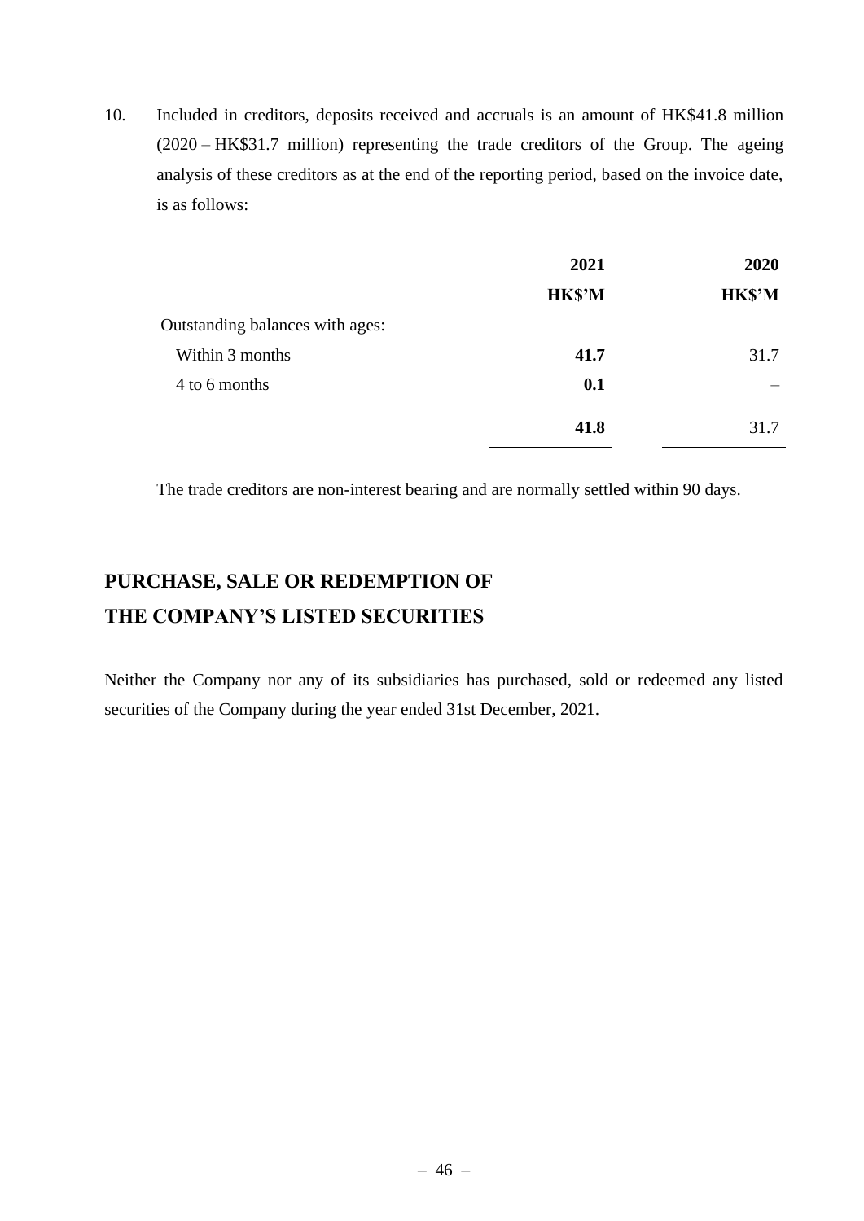10. Included in creditors, deposits received and accruals is an amount of HK$41.8 million (2020 – HK$31.7 million) representing the trade creditors of the Group. The ageing analysis of these creditors as at the end of the reporting period, based on the invoice date, is as follows:

| | **2021** | **2020** |
|---|---|---|
| | **HK$'M** | **HK$'M** |
| Outstanding balances with ages: | | |
| Within 3 months | **41.7** | 31.7 |
| 4 to 6 months | **0.1** | – |
| | **41.8** | 31.7 |

The trade creditors are non-interest bearing and are normally settled within 90 days.

## PURCHASE, SALE OR REDEMPTION OF THE COMPANY'S LISTED SECURITIES

Neither the Company nor any of its subsidiaries has purchased, sold or redeemed any listed securities of the Company during the year ended 31st December, 2021.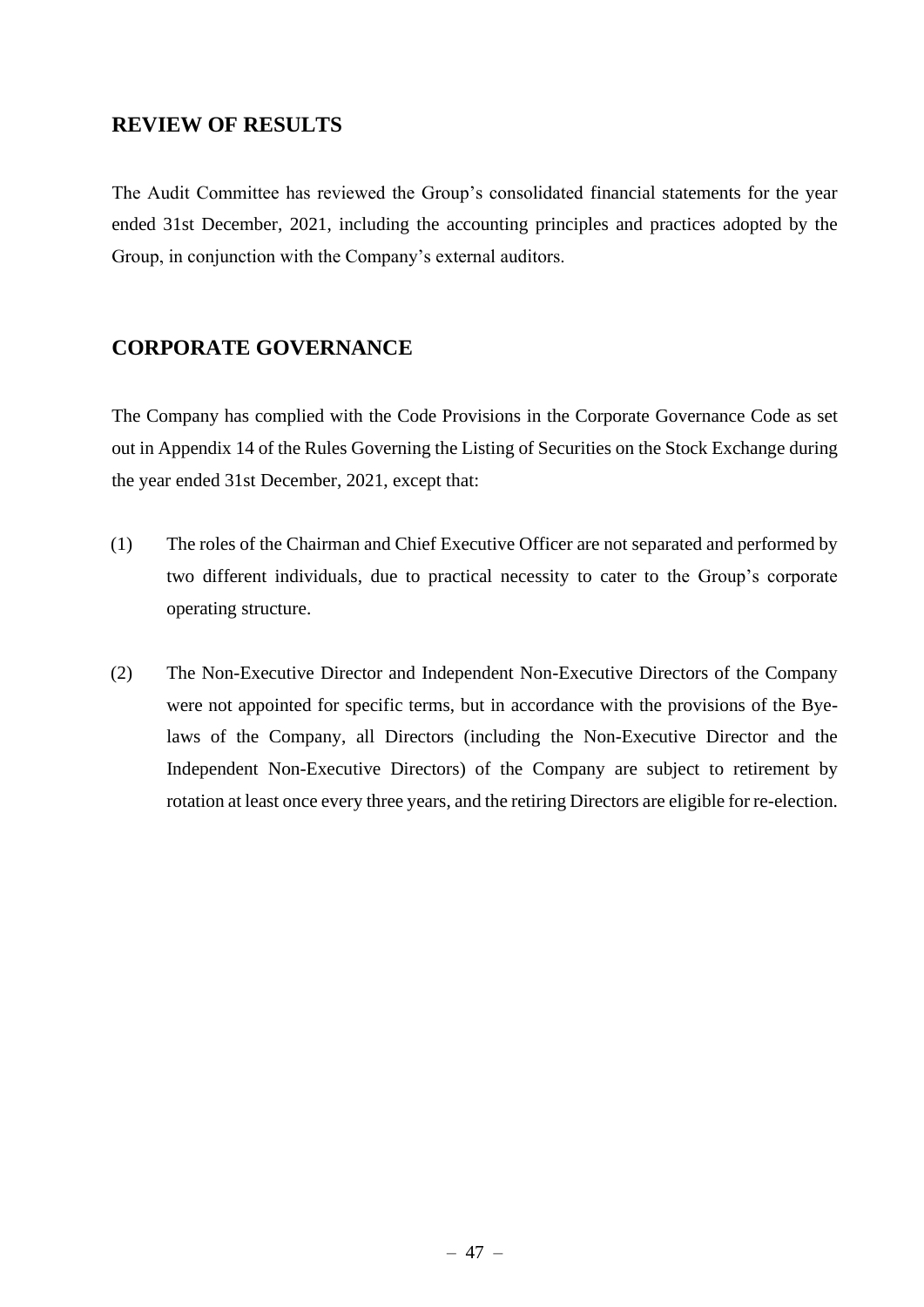## REVIEW OF RESULTS

The Audit Committee has reviewed the Group's consolidated financial statements for the year ended 31st December, 2021, including the accounting principles and practices adopted by the Group, in conjunction with the Company's external auditors.

## CORPORATE GOVERNANCE

The Company has complied with the Code Provisions in the Corporate Governance Code as set out in Appendix 14 of the Rules Governing the Listing of Securities on the Stock Exchange during the year ended 31st December, 2021, except that:

(1) The roles of the Chairman and Chief Executive Officer are not separated and performed by two different individuals, due to practical necessity to cater to the Group's corporate operating structure.

(2) The Non-Executive Director and Independent Non-Executive Directors of the Company were not appointed for specific terms, but in accordance with the provisions of the Bye-laws of the Company, all Directors (including the Non-Executive Director and the Independent Non-Executive Directors) of the Company are subject to retirement by rotation at least once every three years, and the retiring Directors are eligible for re-election.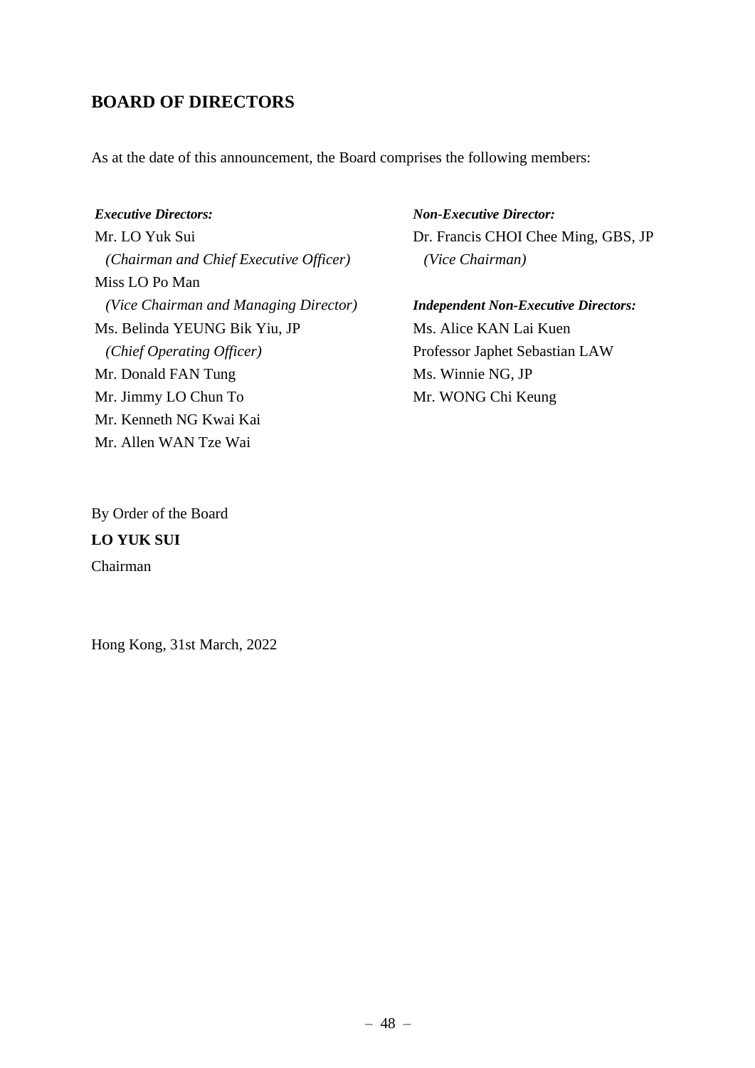## BOARD OF DIRECTORS

As at the date of this announcement, the Board comprises the following members:

***Executive Directors:***

Mr. LO Yuk Sui
*(Chairman and Chief Executive Officer)*

Miss LO Po Man
*(Vice Chairman and Managing Director)*

Ms. Belinda YEUNG Bik Yiu, JP
*(Chief Operating Officer)*

Mr. Donald FAN Tung

Mr. Jimmy LO Chun To

Mr. Kenneth NG Kwai Kai

Mr. Allen WAN Tze Wai

***Non-Executive Director:***

Dr. Francis CHOI Chee Ming, GBS, JP
*(Vice Chairman)*

***Independent Non-Executive Directors:***

Ms. Alice KAN Lai Kuen

Professor Japhet Sebastian LAW

Ms. Winnie NG, JP

Mr. WONG Chi Keung

By Order of the Board
**LO YUK SUI**
Chairman

Hong Kong, 31st March, 2022